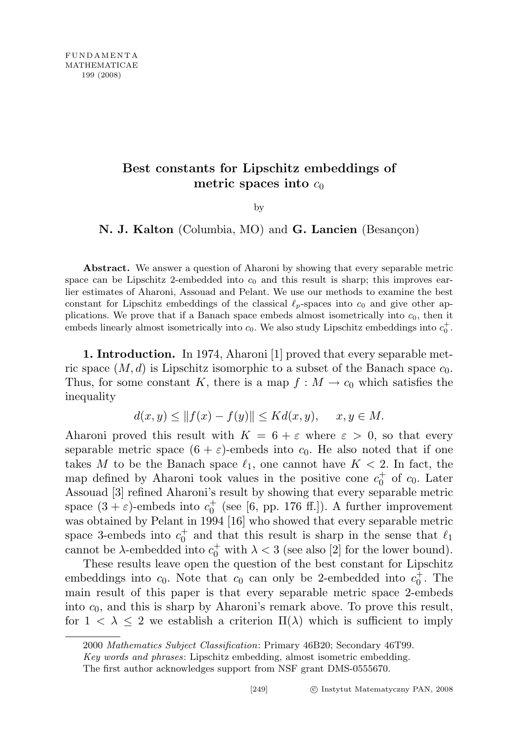# Best constants for Lipschitz embeddings of metric spaces into $c_0$

by

**N. J. Kalton** (Columbia, MO) and **G. Lancien** (Besançon)

**Abstract.** We answer a question of Aharoni by showing that every separable metric space can be Lipschitz 2-embedded into $c_0$ and this result is sharp; this improves earlier estimates of Aharoni, Assouad and Pelant. We use our methods to examine the best constant for Lipschitz embeddings of the classical $\ell_p$-spaces into $c_0$ and give other applications. We prove that if a Banach space embeds almost isometrically into $c_0$, then it embeds linearly almost isometrically into $c_0$. We also study Lipschitz embeddings into $c_0^+$.

**1. Introduction.** In 1974, Aharoni [1] proved that every separable metric space $(M, d)$ is Lipschitz isomorphic to a subset of the Banach space $c_0$. Thus, for some constant $K$, there is a map $f : M \to c_0$ which satisfies the inequality

$$d(x, y) \leq \|f(x) - f(y)\| \leq K d(x, y), \qquad x, y \in M.$$

Aharoni proved this result with $K = 6 + \varepsilon$ where $\varepsilon > 0$, so that every separable metric space $(6 + \varepsilon)$-embeds into $c_0$. He also noted that if one takes $M$ to be the Banach space $\ell_1$, one cannot have $K < 2$. In fact, the map defined by Aharoni took values in the positive cone $c_0^+$ of $c_0$. Later Assouad [3] refined Aharoni's result by showing that every separable metric space $(3 + \varepsilon)$-embeds into $c_0^+$ (see [6, pp. 176 ff.]). A further improvement was obtained by Pelant in 1994 [16] who showed that every separable metric space 3-embeds into $c_0^+$ and that this result is sharp in the sense that $\ell_1$ cannot be $\lambda$-embedded into $c_0^+$ with $\lambda < 3$ (see also [2] for the lower bound).

These results leave open the question of the best constant for Lipschitz embeddings into $c_0$. Note that $c_0$ can only be 2-embedded into $c_0^+$. The main result of this paper is that every separable metric space 2-embeds into $c_0$, and this is sharp by Aharoni's remark above. To prove this result, for $1 < \lambda \leq 2$ we establish a criterion $\Pi(\lambda)$ which is sufficient to imply

2000 *Mathematics Subject Classification*: Primary 46B20; Secondary 46T99.

*Key words and phrases*: Lipschitz embedding, almost isometric embedding.

The first author acknowledges support from NSF grant DMS-0555670.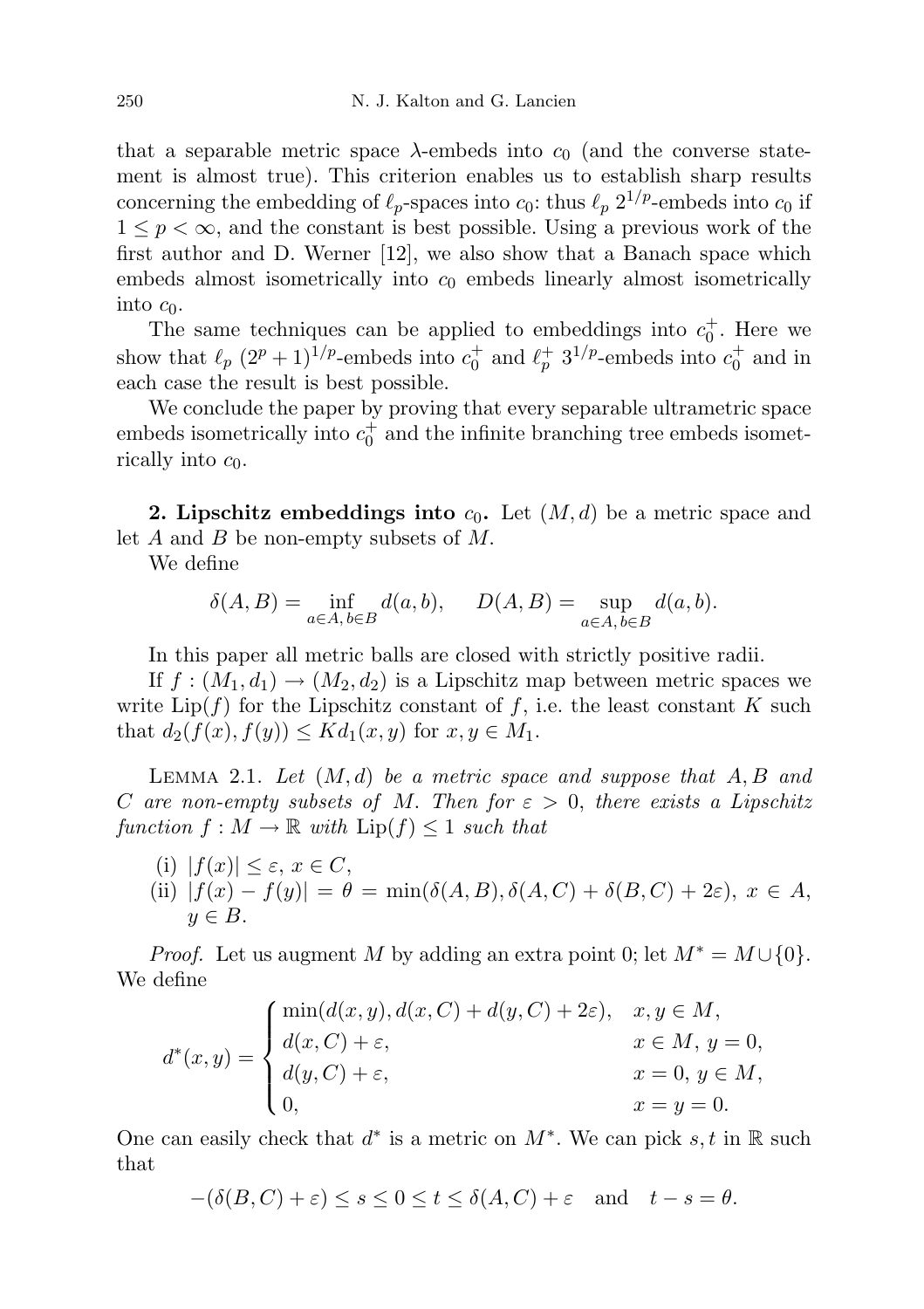that a separable metric space $\lambda$-embeds into $c_0$ (and the converse statement is almost true). This criterion enables us to establish sharp results concerning the embedding of $\ell_p$-spaces into $c_0$: thus $\ell_p$ $2^{1/p}$-embeds into $c_0$ if $1 \leq p < \infty$, and the constant is best possible. Using a previous work of the first author and D. Werner [12], we also show that a Banach space which embeds almost isometrically into $c_0$ embeds linearly almost isometrically into $c_0$.

The same techniques can be applied to embeddings into $c_0^+$. Here we show that $\ell_p$ $(2^p+1)^{1/p}$-embeds into $c_0^+$ and $\ell_p^+$ $3^{1/p}$-embeds into $c_0^+$ and in each case the result is best possible.

We conclude the paper by proving that every separable ultrametric space embeds isometrically into $c_0^+$ and the infinite branching tree embeds isometrically into $c_0$.

**2. Lipschitz embeddings into $c_0$.** Let $(M,d)$ be a metric space and let $A$ and $B$ be non-empty subsets of $M$.

We define

$$\delta(A,B) = \inf_{a\in A,\, b\in B} d(a,b), \qquad D(A,B) = \sup_{a\in A,\, b\in B} d(a,b).$$

In this paper all metric balls are closed with strictly positive radii.

If $f : (M_1, d_1) \to (M_2, d_2)$ is a Lipschitz map between metric spaces we write $\mathrm{Lip}(f)$ for the Lipschitz constant of $f$, i.e. the least constant $K$ such that $d_2(f(x), f(y)) \leq K d_1(x,y)$ for $x, y \in M_1$.

Lemma 2.1. *Let $(M,d)$ be a metric space and suppose that $A, B$ and $C$ are non-empty subsets of $M$. Then for $\varepsilon > 0$, there exists a Lipschitz function $f : M \to \mathbb{R}$ with $\mathrm{Lip}(f) \leq 1$ such that*

(i) $|f(x)| \leq \varepsilon$, $x \in C$,
(ii) $|f(x) - f(y)| = \theta = \min(\delta(A,B), \delta(A,C) + \delta(B,C) + 2\varepsilon)$, $x \in A$, $y \in B$.

*Proof.* Let us augment $M$ by adding an extra point 0; let $M^* = M \cup \{0\}$. We define

$$d^*(x,y) = \begin{cases} \min(d(x,y), d(x,C) + d(y,C) + 2\varepsilon), & x, y \in M, \\ d(x,C) + \varepsilon, & x \in M,\ y = 0, \\ d(y,C) + \varepsilon, & x = 0,\ y \in M, \\ 0, & x = y = 0. \end{cases}$$

One can easily check that $d^*$ is a metric on $M^*$. We can pick $s, t$ in $\mathbb{R}$ such that

$$-(\delta(B,C) + \varepsilon) \leq s \leq 0 \leq t \leq \delta(A,C) + \varepsilon \quad \text{and} \quad t - s = \theta.$$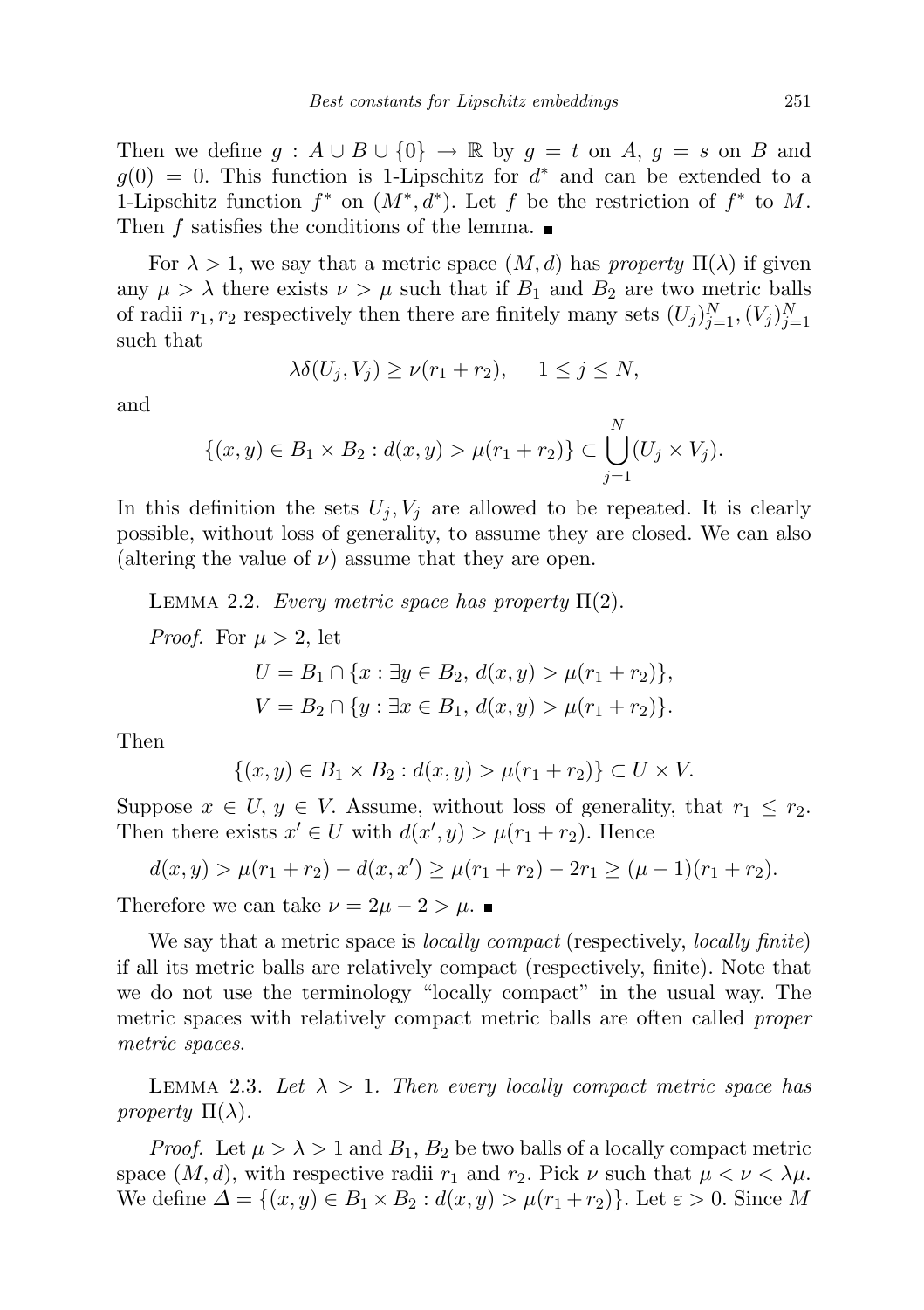Then we define $g : A \cup B \cup \{0\} \to \mathbb{R}$ by $g = t$ on $A$, $g = s$ on $B$ and $g(0) = 0$. This function is 1-Lipschitz for $d^*$ and can be extended to a 1-Lipschitz function $f^*$ on $(M^*, d^*)$. Let $f$ be the restriction of $f^*$ to $M$. Then $f$ satisfies the conditions of the lemma. ■

For $\lambda > 1$, we say that a metric space $(M, d)$ has *property* $\Pi(\lambda)$ if given any $\mu > \lambda$ there exists $\nu > \mu$ such that if $B_1$ and $B_2$ are two metric balls of radii $r_1, r_2$ respectively then there are finitely many sets $(U_j)_{j=1}^N, (V_j)_{j=1}^N$ such that

$$\lambda \delta(U_j, V_j) \geq \nu(r_1 + r_2), \quad 1 \leq j \leq N,$$

and

$$\{(x, y) \in B_1 \times B_2 : d(x, y) > \mu(r_1 + r_2)\} \subset \bigcup_{j=1}^{N} (U_j \times V_j).$$

In this definition the sets $U_j, V_j$ are allowed to be repeated. It is clearly possible, without loss of generality, to assume they are closed. We can also (altering the value of $\nu$) assume that they are open.

LEMMA 2.2. *Every metric space has property* $\Pi(2)$.

*Proof.* For $\mu > 2$, let

$$U = B_1 \cap \{x : \exists y \in B_2,\ d(x, y) > \mu(r_1 + r_2)\},$$
$$V = B_2 \cap \{y : \exists x \in B_1,\ d(x, y) > \mu(r_1 + r_2)\}.$$

Then

$$\{(x, y) \in B_1 \times B_2 : d(x, y) > \mu(r_1 + r_2)\} \subset U \times V.$$

Suppose $x \in U$, $y \in V$. Assume, without loss of generality, that $r_1 \leq r_2$. Then there exists $x' \in U$ with $d(x', y) > \mu(r_1 + r_2)$. Hence

$$d(x, y) > \mu(r_1 + r_2) - d(x, x') \geq \mu(r_1 + r_2) - 2r_1 \geq (\mu - 1)(r_1 + r_2).$$

Therefore we can take $\nu = 2\mu - 2 > \mu$. ■

We say that a metric space is *locally compact* (respectively, *locally finite*) if all its metric balls are relatively compact (respectively, finite). Note that we do not use the terminology "locally compact" in the usual way. The metric spaces with relatively compact metric balls are often called *proper metric spaces*.

LEMMA 2.3. *Let* $\lambda > 1$. *Then every locally compact metric space has property* $\Pi(\lambda)$.

*Proof.* Let $\mu > \lambda > 1$ and $B_1$, $B_2$ be two balls of a locally compact metric space $(M, d)$, with respective radii $r_1$ and $r_2$. Pick $\nu$ such that $\mu < \nu < \lambda\mu$. We define $\Delta = \{(x, y) \in B_1 \times B_2 : d(x, y) > \mu(r_1 + r_2)\}$. Let $\varepsilon > 0$. Since $M$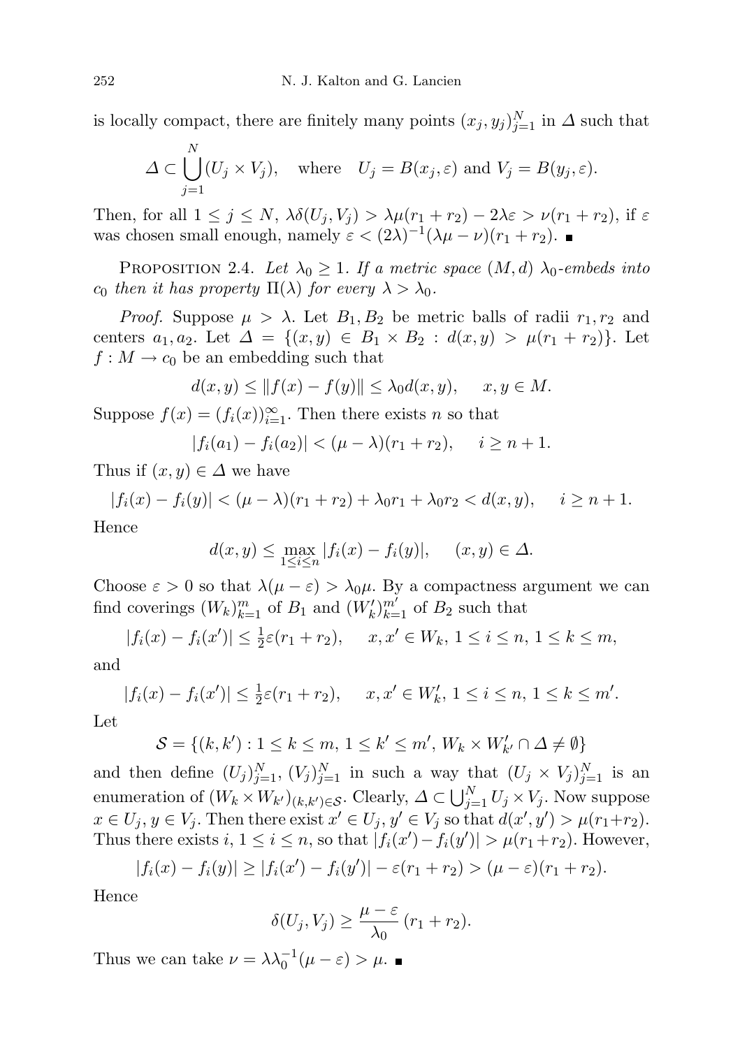is locally compact, there are finitely many points $(x_j, y_j)_{j=1}^N$ in $\Delta$ such that

$$\Delta \subset \bigcup_{j=1}^{N} (U_j \times V_j), \quad \text{where} \quad U_j = B(x_j, \varepsilon) \text{ and } V_j = B(y_j, \varepsilon).$$

Then, for all $1 \le j \le N$, $\lambda\delta(U_j, V_j) > \lambda\mu(r_1 + r_2) - 2\lambda\varepsilon > \nu(r_1 + r_2)$, if $\varepsilon$ was chosen small enough, namely $\varepsilon < (2\lambda)^{-1}(\lambda\mu - \nu)(r_1 + r_2)$. ∎

Proposition 2.4. *Let $\lambda_0 \ge 1$. If a metric space $(M, d)$ $\lambda_0$-embeds into $c_0$ then it has property $\Pi(\lambda)$ for every $\lambda > \lambda_0$.*

*Proof.* Suppose $\mu > \lambda$. Let $B_1, B_2$ be metric balls of radii $r_1, r_2$ and centers $a_1, a_2$. Let $\Delta = \{(x, y) \in B_1 \times B_2 : d(x, y) > \mu(r_1 + r_2)\}$. Let $f : M \to c_0$ be an embedding such that

$$d(x, y) \le \|f(x) - f(y)\| \le \lambda_0 d(x, y), \quad x, y \in M.$$

Suppose $f(x) = (f_i(x))_{i=1}^\infty$. Then there exists $n$ so that

$$|f_i(a_1) - f_i(a_2)| < (\mu - \lambda)(r_1 + r_2), \quad i \ge n + 1.$$

Thus if $(x, y) \in \Delta$ we have

$$|f_i(x) - f_i(y)| < (\mu - \lambda)(r_1 + r_2) + \lambda_0 r_1 + \lambda_0 r_2 < d(x, y), \quad i \ge n + 1.$$

Hence

$$d(x, y) \le \max_{1 \le i \le n} |f_i(x) - f_i(y)|, \quad (x, y) \in \Delta.$$

Choose $\varepsilon > 0$ so that $\lambda(\mu - \varepsilon) > \lambda_0\mu$. By a compactness argument we can find coverings $(W_k)_{k=1}^m$ of $B_1$ and $(W'_k)_{k=1}^{m'}$ of $B_2$ such that

$$|f_i(x) - f_i(x')| \le \tfrac{1}{2}\varepsilon(r_1 + r_2), \quad x, x' \in W_k,\ 1 \le i \le n,\ 1 \le k \le m,$$

and

$$|f_i(x) - f_i(x')| \le \tfrac{1}{2}\varepsilon(r_1 + r_2), \quad x, x' \in W'_k,\ 1 \le i \le n,\ 1 \le k \le m'.$$

Let

$$\mathcal{S} = \{(k, k') : 1 \le k \le m,\ 1 \le k' \le m',\ W_k \times W'_{k'} \cap \Delta \ne \emptyset\}$$

and then define $(U_j)_{j=1}^N$, $(V_j)_{j=1}^N$ in such a way that $(U_j \times V_j)_{j=1}^N$ is an enumeration of $(W_k \times W_{k'})_{(k,k') \in \mathcal{S}}$. Clearly, $\Delta \subset \bigcup_{j=1}^N U_j \times V_j$. Now suppose $x \in U_j$, $y \in V_j$. Then there exist $x' \in U_j$, $y' \in V_j$ so that $d(x', y') > \mu(r_1 + r_2)$. Thus there exists $i$, $1 \le i \le n$, so that $|f_i(x') - f_i(y')| > \mu(r_1 + r_2)$. However,

$$|f_i(x) - f_i(y)| \ge |f_i(x') - f_i(y')| - \varepsilon(r_1 + r_2) > (\mu - \varepsilon)(r_1 + r_2).$$

Hence

$$\delta(U_j, V_j) \ge \frac{\mu - \varepsilon}{\lambda_0}\,(r_1 + r_2).$$

Thus we can take $\nu = \lambda\lambda_0^{-1}(\mu - \varepsilon) > \mu$. ∎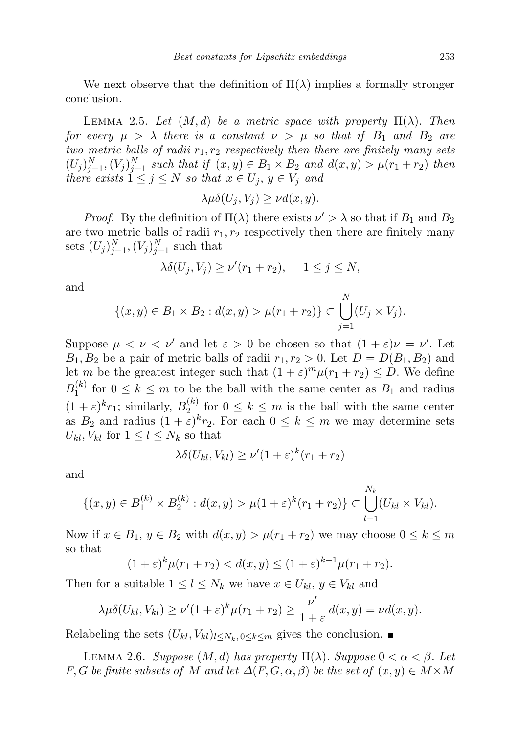We next observe that the definition of $\Pi(\lambda)$ implies a formally stronger conclusion.

LEMMA 2.5. *Let $(M,d)$ be a metric space with property $\Pi(\lambda)$. Then for every $\mu > \lambda$ there is a constant $\nu > \mu$ so that if $B_1$ and $B_2$ are two metric balls of radii $r_1, r_2$ respectively then there are finitely many sets $(U_j)_{j=1}^N, (V_j)_{j=1}^N$ such that if $(x,y) \in B_1 \times B_2$ and $d(x,y) > \mu(r_1 + r_2)$ then there exists $1 \le j \le N$ so that $x \in U_j$, $y \in V_j$ and*

$$\lambda\mu\delta(U_j, V_j) \ge \nu d(x,y).$$

*Proof.* By the definition of $\Pi(\lambda)$ there exists $\nu' > \lambda$ so that if $B_1$ and $B_2$ are two metric balls of radii $r_1, r_2$ respectively then there are finitely many sets $(U_j)_{j=1}^N, (V_j)_{j=1}^N$ such that

$$\lambda\delta(U_j, V_j) \ge \nu'(r_1 + r_2), \quad 1 \le j \le N,$$

and

$$\{(x,y) \in B_1 \times B_2 : d(x,y) > \mu(r_1 + r_2)\} \subset \bigcup_{j=1}^N (U_j \times V_j).$$

Suppose $\mu < \nu < \nu'$ and let $\varepsilon > 0$ be chosen so that $(1+\varepsilon)\nu = \nu'$. Let $B_1, B_2$ be a pair of metric balls of radii $r_1, r_2 > 0$. Let $D = D(B_1, B_2)$ and let $m$ be the greatest integer such that $(1+\varepsilon)^m \mu(r_1 + r_2) \le D$. We define $B_1^{(k)}$ for $0 \le k \le m$ to be the ball with the same center as $B_1$ and radius $(1+\varepsilon)^k r_1$; similarly, $B_2^{(k)}$ for $0 \le k \le m$ is the ball with the same center as $B_2$ and radius $(1+\varepsilon)^k r_2$. For each $0 \le k \le m$ we may determine sets $U_{kl}, V_{kl}$ for $1 \le l \le N_k$ so that

$$\lambda\delta(U_{kl}, V_{kl}) \ge \nu'(1+\varepsilon)^k (r_1 + r_2)$$

and

$$\{(x,y) \in B_1^{(k)} \times B_2^{(k)} : d(x,y) > \mu(1+\varepsilon)^k (r_1 + r_2)\} \subset \bigcup_{l=1}^{N_k} (U_{kl} \times V_{kl}).$$

Now if $x \in B_1$, $y \in B_2$ with $d(x,y) > \mu(r_1 + r_2)$ we may choose $0 \le k \le m$ so that

$$(1+\varepsilon)^k \mu(r_1 + r_2) < d(x,y) \le (1+\varepsilon)^{k+1} \mu(r_1 + r_2).$$

Then for a suitable $1 \le l \le N_k$ we have $x \in U_{kl}$, $y \in V_{kl}$ and

$$\lambda\mu\delta(U_{kl}, V_{kl}) \ge \nu'(1+\varepsilon)^k \mu(r_1 + r_2) \ge \frac{\nu'}{1+\varepsilon} d(x,y) = \nu d(x,y).$$

Relabeling the sets $(U_{kl}, V_{kl})_{l \le N_k,\, 0 \le k \le m}$ gives the conclusion. ∎

LEMMA 2.6. *Suppose $(M,d)$ has property $\Pi(\lambda)$. Suppose $0 < \alpha < \beta$. Let $F, G$ be finite subsets of $M$ and let $\Delta(F, G, \alpha, \beta)$ be the set of $(x,y) \in M \times M$*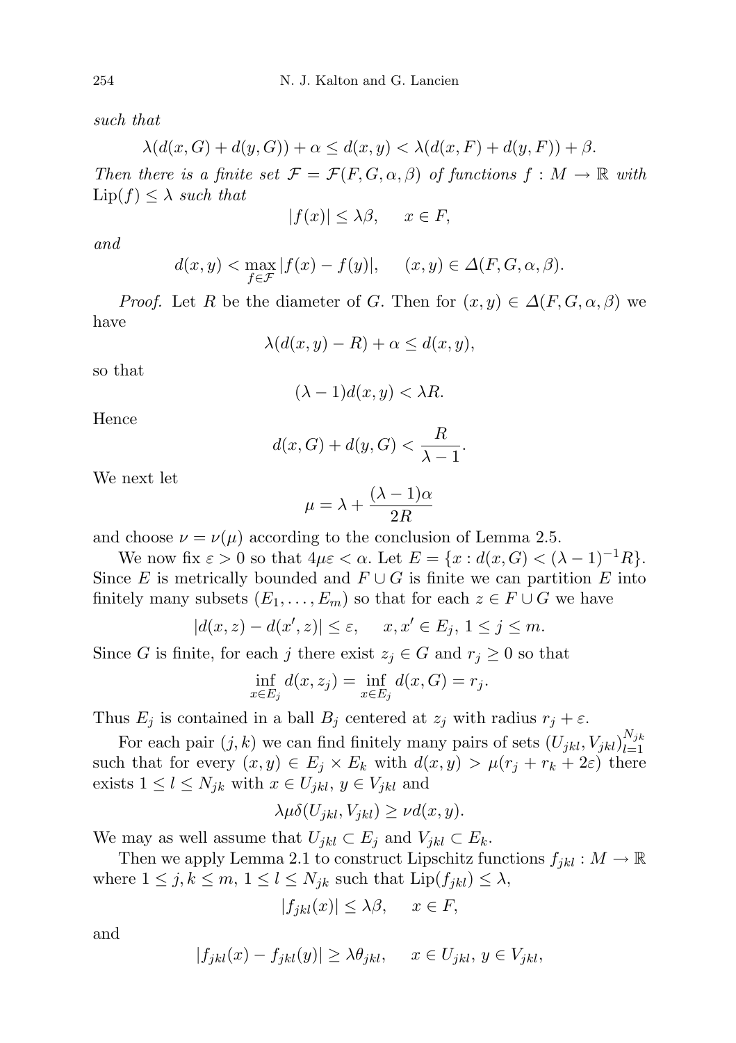*such that*

$$\lambda(d(x,G)+d(y,G))+\alpha \le d(x,y) < \lambda(d(x,F)+d(y,F))+\beta.$$

*Then there is a finite set* $\mathcal{F}=\mathcal{F}(F,G,\alpha,\beta)$ *of functions* $f: M\to\mathbb{R}$ *with* $\mathrm{Lip}(f)\le\lambda$ *such that*

$$|f(x)|\le \lambda\beta, \qquad x\in F,$$

*and*

$$d(x,y) < \max_{f\in\mathcal{F}}|f(x)-f(y)|, \qquad (x,y)\in\Delta(F,G,\alpha,\beta).$$

*Proof.* Let $R$ be the diameter of $G$. Then for $(x,y)\in\Delta(F,G,\alpha,\beta)$ we have

$$\lambda(d(x,y)-R)+\alpha\le d(x,y),$$

so that

$$(\lambda-1)d(x,y)<\lambda R.$$

Hence

$$d(x,G)+d(y,G)<\frac{R}{\lambda-1}.$$

We next let

$$\mu=\lambda+\frac{(\lambda-1)\alpha}{2R}$$

and choose $\nu=\nu(\mu)$ according to the conclusion of Lemma 2.5.

We now fix $\varepsilon>0$ so that $4\mu\varepsilon<\alpha$. Let $E=\{x : d(x,G)<(\lambda-1)^{-1}R\}$. Since $E$ is metrically bounded and $F\cup G$ is finite we can partition $E$ into finitely many subsets $(E_1,\dots,E_m)$ so that for each $z\in F\cup G$ we have

$$|d(x,z)-d(x',z)|\le\varepsilon, \qquad x,x'\in E_j,\ 1\le j\le m.$$

Since $G$ is finite, for each $j$ there exist $z_j\in G$ and $r_j\ge 0$ so that

$$\inf_{x\in E_j} d(x,z_j)=\inf_{x\in E_j} d(x,G)=r_j.$$

Thus $E_j$ is contained in a ball $B_j$ centered at $z_j$ with radius $r_j+\varepsilon$.

For each pair $(j,k)$ we can find finitely many pairs of sets $(U_{jkl},V_{jkl})_{l=1}^{N_{jk}}$ such that for every $(x,y)\in E_j\times E_k$ with $d(x,y)>\mu(r_j+r_k+2\varepsilon)$ there exists $1\le l\le N_{jk}$ with $x\in U_{jkl}$, $y\in V_{jkl}$ and

$$\lambda\mu\delta(U_{jkl},V_{jkl})\ge\nu d(x,y).$$

We may as well assume that $U_{jkl}\subset E_j$ and $V_{jkl}\subset E_k$.

Then we apply Lemma 2.1 to construct Lipschitz functions $f_{jkl}: M\to\mathbb{R}$ where $1\le j,k\le m$, $1\le l\le N_{jk}$ such that $\mathrm{Lip}(f_{jkl})\le\lambda$,

$$|f_{jkl}(x)|\le\lambda\beta, \qquad x\in F,$$

and

$$|f_{jkl}(x)-f_{jkl}(y)|\ge\lambda\theta_{jkl}, \qquad x\in U_{jkl},\ y\in V_{jkl},$$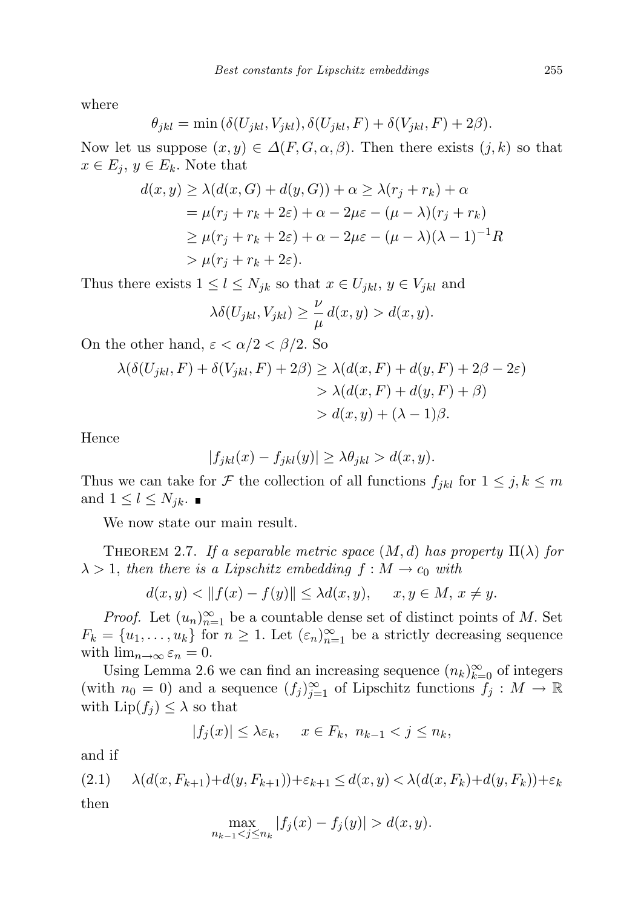where

$$\theta_{jkl} = \min\left(\delta(U_{jkl}, V_{jkl}), \delta(U_{jkl}, F) + \delta(V_{jkl}, F) + 2\beta\right).$$

Now let us suppose $(x, y) \in \Delta(F, G, \alpha, \beta)$. Then there exists $(j, k)$ so that $x \in E_j$, $y \in E_k$. Note that

$$\begin{aligned}
d(x,y) &\geq \lambda(d(x,G) + d(y,G)) + \alpha \geq \lambda(r_j + r_k) + \alpha \\
&= \mu(r_j + r_k + 2\varepsilon) + \alpha - 2\mu\varepsilon - (\mu - \lambda)(r_j + r_k) \\
&\geq \mu(r_j + r_k + 2\varepsilon) + \alpha - 2\mu\varepsilon - (\mu - \lambda)(\lambda - 1)^{-1}R \\
&> \mu(r_j + r_k + 2\varepsilon).
\end{aligned}$$

Thus there exists $1 \leq l \leq N_{jk}$ so that $x \in U_{jkl}$, $y \in V_{jkl}$ and

$$\lambda\delta(U_{jkl}, V_{jkl}) \geq \frac{\nu}{\mu}\, d(x,y) > d(x,y).$$

On the other hand, $\varepsilon < \alpha/2 < \beta/2$. So

$$\begin{aligned}
\lambda(\delta(U_{jkl}, F) + \delta(V_{jkl}, F) + 2\beta) &\geq \lambda(d(x,F) + d(y,F) + 2\beta - 2\varepsilon) \\
&> \lambda(d(x,F) + d(y,F) + \beta) \\
&> d(x,y) + (\lambda - 1)\beta.
\end{aligned}$$

Hence

$$|f_{jkl}(x) - f_{jkl}(y)| \geq \lambda\theta_{jkl} > d(x,y).$$

Thus we can take for $\mathcal{F}$ the collection of all functions $f_{jkl}$ for $1 \leq j,k \leq m$ and $1 \leq l \leq N_{jk}$. ∎

We now state our main result.

THEOREM 2.7. *If a separable metric space $(M, d)$ has property $\Pi(\lambda)$ for $\lambda > 1$, then there is a Lipschitz embedding $f : M \to c_0$ with*

$$d(x,y) < \|f(x) - f(y)\| \leq \lambda d(x,y), \qquad x, y \in M,\ x \neq y.$$

*Proof.* Let $(u_n)_{n=1}^{\infty}$ be a countable dense set of distinct points of $M$. Set $F_k = \{u_1, \ldots, u_k\}$ for $n \geq 1$. Let $(\varepsilon_n)_{n=1}^{\infty}$ be a strictly decreasing sequence with $\lim_{n\to\infty} \varepsilon_n = 0$.

Using Lemma 2.6 we can find an increasing sequence $(n_k)_{k=0}^{\infty}$ of integers (with $n_0 = 0$) and a sequence $(f_j)_{j=1}^{\infty}$ of Lipschitz functions $f_j : M \to \mathbb{R}$ with $\mathrm{Lip}(f_j) \leq \lambda$ so that

$$|f_j(x)| \leq \lambda\varepsilon_k, \qquad x \in F_k,\ n_{k-1} < j \leq n_k,$$

and if

$$\lambda(d(x, F_{k+1}) + d(y, F_{k+1})) + \varepsilon_{k+1} \leq d(x,y) < \lambda(d(x, F_k) + d(y, F_k)) + \varepsilon_k \tag{2.1}$$

then

$$\max_{n_{k-1} < j \leq n_k} |f_j(x) - f_j(y)| > d(x,y).$$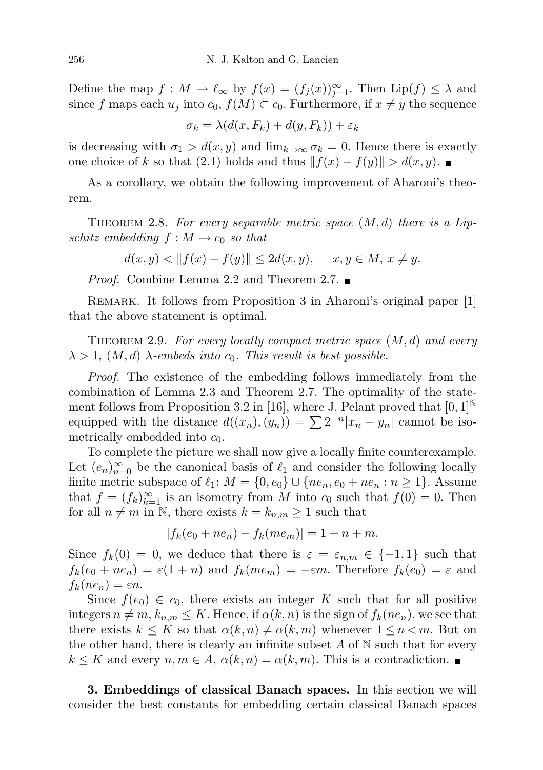Define the map $f : M \to \ell_\infty$ by $f(x) = (f_j(x))_{j=1}^\infty$. Then $\mathrm{Lip}(f) \le \lambda$ and since $f$ maps each $u_j$ into $c_0$, $f(M) \subset c_0$. Furthermore, if $x \ne y$ the sequence

$$\sigma_k = \lambda(d(x, F_k) + d(y, F_k)) + \varepsilon_k$$

is decreasing with $\sigma_1 > d(x, y)$ and $\lim_{k\to\infty} \sigma_k = 0$. Hence there is exactly one choice of $k$ so that (2.1) holds and thus $\|f(x) - f(y)\| > d(x, y)$. ∎

As a corollary, we obtain the following improvement of Aharoni's theorem.

Theorem 2.8. *For every separable metric space $(M, d)$ there is a Lipschitz embedding $f : M \to c_0$ so that*

$$d(x, y) < \|f(x) - f(y)\| \le 2d(x, y), \qquad x, y \in M,\ x \ne y.$$

*Proof.* Combine Lemma 2.2 and Theorem 2.7. ∎

Remark. It follows from Proposition 3 in Aharoni's original paper [1] that the above statement is optimal.

Theorem 2.9. *For every locally compact metric space $(M, d)$ and every $\lambda > 1$, $(M, d)$ $\lambda$-embeds into $c_0$. This result is best possible.*

*Proof.* The existence of the embedding follows immediately from the combination of Lemma 2.3 and Theorem 2.7. The optimality of the statement follows from Proposition 3.2 in [16], where J. Pelant proved that $[0, 1]^{\mathbb{N}}$ equipped with the distance $d((x_n), (y_n)) = \sum 2^{-n}|x_n - y_n|$ cannot be isometrically embedded into $c_0$.

To complete the picture we shall now give a locally finite counterexample. Let $(e_n)_{n=0}^\infty$ be the canonical basis of $\ell_1$ and consider the following locally finite metric subspace of $\ell_1$: $M = \{0, e_0\} \cup \{ne_n, e_0 + ne_n : n \ge 1\}$. Assume that $f = (f_k)_{k=1}^\infty$ is an isometry from $M$ into $c_0$ such that $f(0) = 0$. Then for all $n \ne m$ in $\mathbb{N}$, there exists $k = k_{n,m} \ge 1$ such that

$$|f_k(e_0 + ne_n) - f_k(me_m)| = 1 + n + m.$$

Since $f_k(0) = 0$, we deduce that there is $\varepsilon = \varepsilon_{n,m} \in \{-1, 1\}$ such that $f_k(e_0 + ne_n) = \varepsilon(1 + n)$ and $f_k(me_m) = -\varepsilon m$. Therefore $f_k(e_0) = \varepsilon$ and $f_k(ne_n) = \varepsilon n$.

Since $f(e_0) \in c_0$, there exists an integer $K$ such that for all positive integers $n \ne m$, $k_{n,m} \le K$. Hence, if $\alpha(k, n)$ is the sign of $f_k(ne_n)$, we see that there exists $k \le K$ so that $\alpha(k, n) \ne \alpha(k, m)$ whenever $1 \le n < m$. But on the other hand, there is clearly an infinite subset $A$ of $\mathbb{N}$ such that for every $k \le K$ and every $n, m \in A$, $\alpha(k, n) = \alpha(k, m)$. This is a contradiction. ∎

**3. Embeddings of classical Banach spaces.** In this section we will consider the best constants for embedding certain classical Banach spaces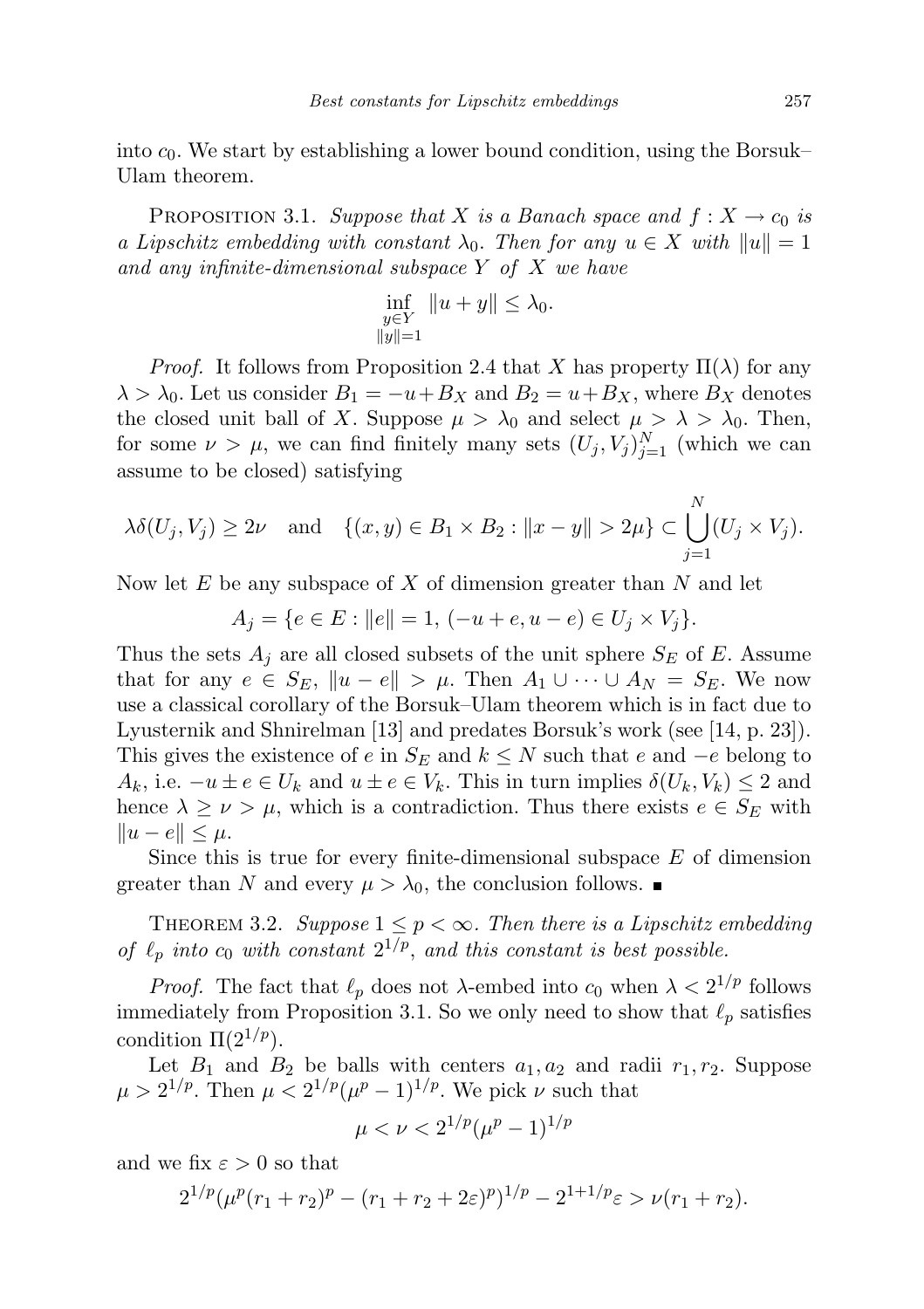into $c_0$. We start by establishing a lower bound condition, using the Borsuk–Ulam theorem.

PROPOSITION 3.1. *Suppose that $X$ is a Banach space and $f : X \to c_0$ is a Lipschitz embedding with constant $\lambda_0$. Then for any $u \in X$ with $\|u\| = 1$ and any infinite-dimensional subspace $Y$ of $X$ we have*

$$\inf_{\substack{y \in Y \\ \|y\|=1}} \|u + y\| \leq \lambda_0.$$

*Proof.* It follows from Proposition 2.4 that $X$ has property $\Pi(\lambda)$ for any $\lambda > \lambda_0$. Let us consider $B_1 = -u + B_X$ and $B_2 = u + B_X$, where $B_X$ denotes the closed unit ball of $X$. Suppose $\mu > \lambda_0$ and select $\mu > \lambda > \lambda_0$. Then, for some $\nu > \mu$, we can find finitely many sets $(U_j, V_j)_{j=1}^N$ (which we can assume to be closed) satisfying

$$\lambda\delta(U_j, V_j) \geq 2\nu \quad \text{and} \quad \{(x, y) \in B_1 \times B_2 : \|x - y\| > 2\mu\} \subset \bigcup_{j=1}^{N} (U_j \times V_j).$$

Now let $E$ be any subspace of $X$ of dimension greater than $N$ and let

$$A_j = \{e \in E : \|e\| = 1,\ (-u + e, u - e) \in U_j \times V_j\}.$$

Thus the sets $A_j$ are all closed subsets of the unit sphere $S_E$ of $E$. Assume that for any $e \in S_E$, $\|u - e\| > \mu$. Then $A_1 \cup \cdots \cup A_N = S_E$. We now use a classical corollary of the Borsuk–Ulam theorem which is in fact due to Lyusternik and Shnirelman [13] and predates Borsuk's work (see [14, p. 23]). This gives the existence of $e$ in $S_E$ and $k \leq N$ such that $e$ and $-e$ belong to $A_k$, i.e. $-u \pm e \in U_k$ and $u \pm e \in V_k$. This in turn implies $\delta(U_k, V_k) \leq 2$ and hence $\lambda \geq \nu > \mu$, which is a contradiction. Thus there exists $e \in S_E$ with $\|u - e\| \leq \mu$.

Since this is true for every finite-dimensional subspace $E$ of dimension greater than $N$ and every $\mu > \lambda_0$, the conclusion follows. ∎

THEOREM 3.2. *Suppose $1 \leq p < \infty$. Then there is a Lipschitz embedding of $\ell_p$ into $c_0$ with constant $2^{1/p}$, and this constant is best possible.*

*Proof.* The fact that $\ell_p$ does not $\lambda$-embed into $c_0$ when $\lambda < 2^{1/p}$ follows immediately from Proposition 3.1. So we only need to show that $\ell_p$ satisfies condition $\Pi(2^{1/p})$.

Let $B_1$ and $B_2$ be balls with centers $a_1, a_2$ and radii $r_1, r_2$. Suppose $\mu > 2^{1/p}$. Then $\mu < 2^{1/p}(\mu^p - 1)^{1/p}$. We pick $\nu$ such that

$$\mu < \nu < 2^{1/p}(\mu^p - 1)^{1/p}$$

and we fix $\varepsilon > 0$ so that

$$2^{1/p}(\mu^p(r_1 + r_2)^p - (r_1 + r_2 + 2\varepsilon)^p)^{1/p} - 2^{1+1/p}\varepsilon > \nu(r_1 + r_2).$$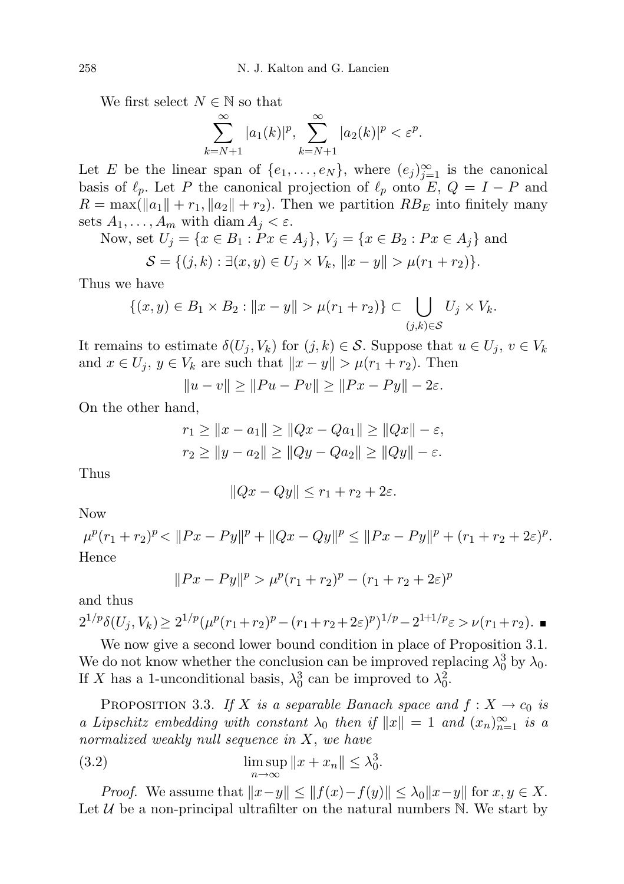We first select $N \in \mathbb{N}$ so that

$$\sum_{k=N+1}^{\infty} |a_1(k)|^p, \sum_{k=N+1}^{\infty} |a_2(k)|^p < \varepsilon^p.$$

Let $E$ be the linear span of $\{e_1, \ldots, e_N\}$, where $(e_j)_{j=1}^{\infty}$ is the canonical basis of $\ell_p$. Let $P$ the canonical projection of $\ell_p$ onto $E$, $Q = I - P$ and $R = \max(\|a_1\| + r_1, \|a_2\| + r_2)$. Then we partition $RB_E$ into finitely many sets $A_1, \ldots, A_m$ with $\operatorname{diam} A_j < \varepsilon$.

Now, set $U_j = \{x \in B_1 : Px \in A_j\}$, $V_j = \{x \in B_2 : Px \in A_j\}$ and

$$\mathcal{S} = \{(j,k) : \exists (x,y) \in U_j \times V_k,\ \|x - y\| > \mu(r_1 + r_2)\}.$$

Thus we have

$$\{(x,y) \in B_1 \times B_2 : \|x - y\| > \mu(r_1 + r_2)\} \subset \bigcup_{(j,k) \in \mathcal{S}} U_j \times V_k.$$

It remains to estimate $\delta(U_j, V_k)$ for $(j,k) \in \mathcal{S}$. Suppose that $u \in U_j$, $v \in V_k$ and $x \in U_j$, $y \in V_k$ are such that $\|x - y\| > \mu(r_1 + r_2)$. Then

$$\|u - v\| \geq \|Pu - Pv\| \geq \|Px - Py\| - 2\varepsilon.$$

On the other hand,

$$r_1 \geq \|x - a_1\| \geq \|Qx - Qa_1\| \geq \|Qx\| - \varepsilon,$$
$$r_2 \geq \|y - a_2\| \geq \|Qy - Qa_2\| \geq \|Qy\| - \varepsilon.$$

Thus

$$\|Qx - Qy\| \leq r_1 + r_2 + 2\varepsilon.$$

Now

$$\mu^p(r_1 + r_2)^p < \|Px - Py\|^p + \|Qx - Qy\|^p \leq \|Px - Py\|^p + (r_1 + r_2 + 2\varepsilon)^p.$$

Hence

$$\|Px - Py\|^p > \mu^p(r_1 + r_2)^p - (r_1 + r_2 + 2\varepsilon)^p$$

and thus

$$2^{1/p}\delta(U_j, V_k) \geq 2^{1/p}(\mu^p(r_1+r_2)^p - (r_1+r_2+2\varepsilon)^p)^{1/p} - 2^{1+1/p}\varepsilon > \nu(r_1+r_2). \ \blacksquare$$

We now give a second lower bound condition in place of Proposition 3.1. We do not know whether the conclusion can be improved replacing $\lambda_0^3$ by $\lambda_0$. If $X$ has a 1-unconditional basis, $\lambda_0^3$ can be improved to $\lambda_0^2$.

Proposition 3.3. *If $X$ is a separable Banach space and $f : X \to c_0$ is a Lipschitz embedding with constant $\lambda_0$ then if $\|x\| = 1$ and $(x_n)_{n=1}^{\infty}$ is a normalized weakly null sequence in $X$, we have*

$$\limsup_{n \to \infty} \|x + x_n\| \leq \lambda_0^3. \tag{3.2}$$

*Proof.* We assume that $\|x - y\| \leq \|f(x) - f(y)\| \leq \lambda_0 \|x - y\|$ for $x, y \in X$. Let $\mathcal{U}$ be a non-principal ultrafilter on the natural numbers $\mathbb{N}$. We start by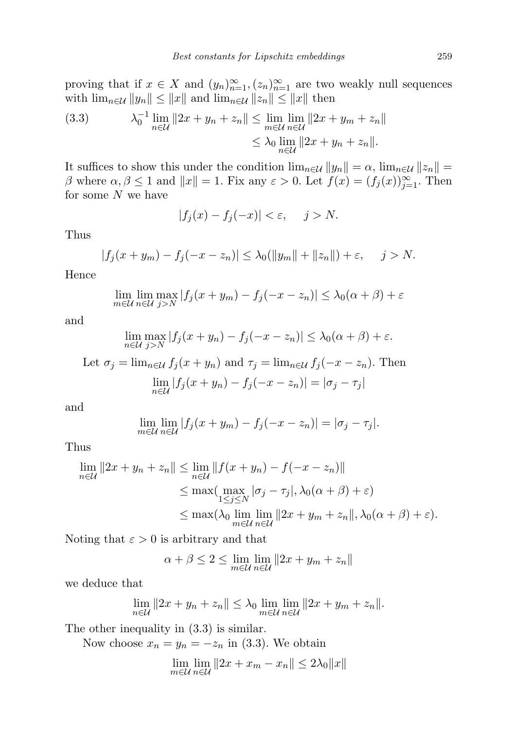proving that if $x \in X$ and $(y_n)_{n=1}^\infty, (z_n)_{n=1}^\infty$ are two weakly null sequences with $\lim_{n\in\mathcal{U}} \|y_n\| \le \|x\|$ and $\lim_{n\in\mathcal{U}} \|z_n\| \le \|x\|$ then

$$\lambda_0^{-1} \lim_{n\in\mathcal{U}} \|2x + y_n + z_n\| \le \lim_{m\in\mathcal{U}} \lim_{n\in\mathcal{U}} \|2x + y_m + z_n\| \le \lambda_0 \lim_{n\in\mathcal{U}} \|2x + y_n + z_n\|. \tag{3.3}$$

It suffices to show this under the condition $\lim_{n\in\mathcal{U}} \|y_n\| = \alpha$, $\lim_{n\in\mathcal{U}} \|z_n\| = \beta$ where $\alpha, \beta \le 1$ and $\|x\| = 1$. Fix any $\varepsilon > 0$. Let $f(x) = (f_j(x))_{j=1}^\infty$. Then for some $N$ we have

$$|f_j(x) - f_j(-x)| < \varepsilon, \quad j > N.$$

Thus

$$|f_j(x + y_m) - f_j(-x - z_n)| \le \lambda_0(\|y_m\| + \|z_n\|) + \varepsilon, \quad j > N.$$

Hence

$$\lim_{m\in\mathcal{U}} \lim_{n\in\mathcal{U}} \max_{j>N} |f_j(x + y_m) - f_j(-x - z_n)| \le \lambda_0(\alpha + \beta) + \varepsilon$$

and

$$\lim_{n\in\mathcal{U}} \max_{j>N} |f_j(x + y_n) - f_j(-x - z_n)| \le \lambda_0(\alpha + \beta) + \varepsilon.$$

Let $\sigma_j = \lim_{n\in\mathcal{U}} f_j(x + y_n)$ and $\tau_j = \lim_{n\in\mathcal{U}} f_j(-x - z_n)$. Then

$$\lim_{n\in\mathcal{U}} |f_j(x + y_n) - f_j(-x - z_n)| = |\sigma_j - \tau_j|$$

and

$$\lim_{m\in\mathcal{U}} \lim_{n\in\mathcal{U}} |f_j(x + y_m) - f_j(-x - z_n)| = |\sigma_j - \tau_j|.$$

Thus

$$\begin{aligned}
\lim_{n\in\mathcal{U}} \|2x + y_n + z_n\| &\le \lim_{n\in\mathcal{U}} \|f(x + y_n) - f(-x - z_n)\| \\
&\le \max(\max_{1\le j\le N} |\sigma_j - \tau_j|, \lambda_0(\alpha + \beta) + \varepsilon) \\
&\le \max(\lambda_0 \lim_{m\in\mathcal{U}} \lim_{n\in\mathcal{U}} \|2x + y_m + z_n\|, \lambda_0(\alpha + \beta) + \varepsilon).
\end{aligned}$$

Noting that $\varepsilon > 0$ is arbitrary and that

$$\alpha + \beta \le 2 \le \lim_{m\in\mathcal{U}} \lim_{n\in\mathcal{U}} \|2x + y_m + z_n\|$$

we deduce that

$$\lim_{n\in\mathcal{U}} \|2x + y_n + z_n\| \le \lambda_0 \lim_{m\in\mathcal{U}} \lim_{n\in\mathcal{U}} \|2x + y_m + z_n\|.$$

The other inequality in (3.3) is similar.

Now choose $x_n = y_n = -z_n$ in (3.3). We obtain

$$\lim_{m\in\mathcal{U}} \lim_{n\in\mathcal{U}} \|2x + x_m - x_n\| \le 2\lambda_0 \|x\|$$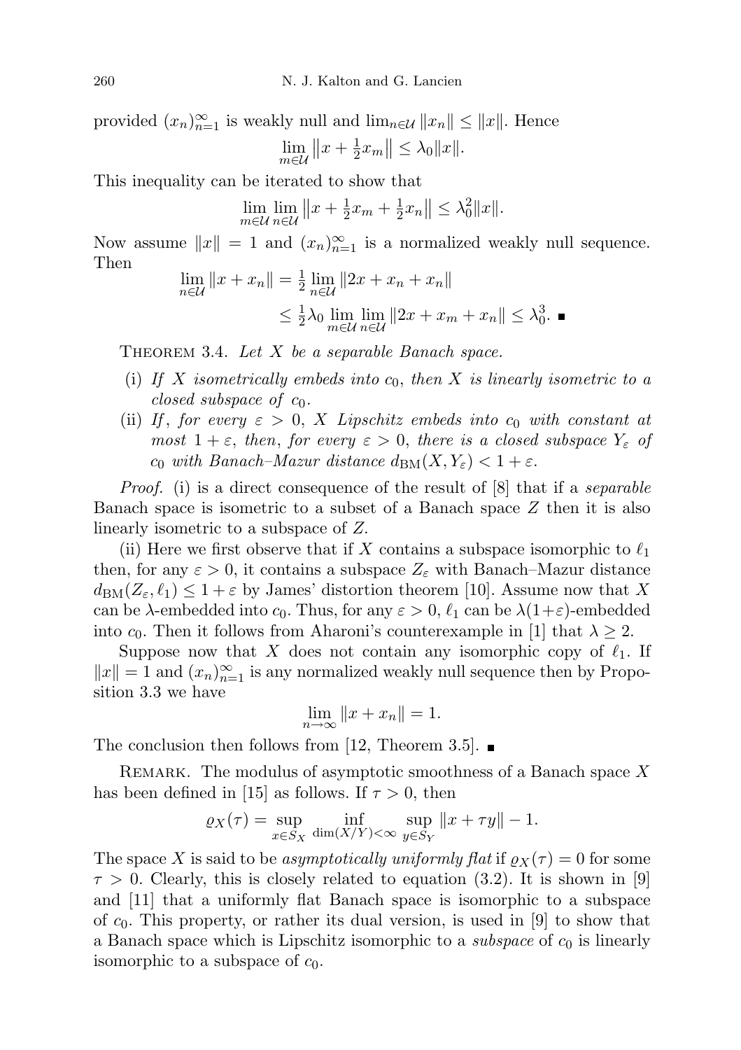provided $(x_n)_{n=1}^\infty$ is weakly null and $\lim_{n\in\mathcal{U}} \|x_n\| \le \|x\|$. Hence

$$\lim_{m\in\mathcal{U}} \left\|x + \tfrac{1}{2}x_m\right\| \le \lambda_0\|x\|.$$

This inequality can be iterated to show that

$$\lim_{m\in\mathcal{U}} \lim_{n\in\mathcal{U}} \left\|x + \tfrac{1}{2}x_m + \tfrac{1}{2}x_n\right\| \le \lambda_0^2\|x\|.$$

Now assume $\|x\| = 1$ and $(x_n)_{n=1}^\infty$ is a normalized weakly null sequence. Then

$$\begin{aligned}\lim_{n\in\mathcal{U}} \|x + x_n\| &= \tfrac{1}{2}\lim_{n\in\mathcal{U}} \|2x + x_n + x_n\| \\ &\le \tfrac{1}{2}\lambda_0 \lim_{m\in\mathcal{U}} \lim_{n\in\mathcal{U}} \|2x + x_m + x_n\| \le \lambda_0^3. \ \blacksquare\end{aligned}$$

Theorem 3.4. *Let $X$ be a separable Banach space.*

(i) *If $X$ isometrically embeds into $c_0$, then $X$ is linearly isometric to a closed subspace of $c_0$.*

(ii) *If, for every $\varepsilon > 0$, $X$ Lipschitz embeds into $c_0$ with constant at most $1+\varepsilon$, then, for every $\varepsilon > 0$, there is a closed subspace $Y_\varepsilon$ of $c_0$ with Banach–Mazur distance $d_{\mathrm{BM}}(X, Y_\varepsilon) < 1 + \varepsilon$.*

*Proof.* (i) is a direct consequence of the result of [8] that if a *separable* Banach space is isometric to a subset of a Banach space $Z$ then it is also linearly isometric to a subspace of $Z$.

(ii) Here we first observe that if $X$ contains a subspace isomorphic to $\ell_1$ then, for any $\varepsilon > 0$, it contains a subspace $Z_\varepsilon$ with Banach–Mazur distance $d_{\mathrm{BM}}(Z_\varepsilon, \ell_1) \le 1 + \varepsilon$ by James' distortion theorem [10]. Assume now that $X$ can be $\lambda$-embedded into $c_0$. Thus, for any $\varepsilon > 0$, $\ell_1$ can be $\lambda(1+\varepsilon)$-embedded into $c_0$. Then it follows from Aharoni's counterexample in [1] that $\lambda \ge 2$.

Suppose now that $X$ does not contain any isomorphic copy of $\ell_1$. If $\|x\| = 1$ and $(x_n)_{n=1}^\infty$ is any normalized weakly null sequence then by Proposition 3.3 we have

$$\lim_{n\to\infty} \|x + x_n\| = 1.$$

The conclusion then follows from [12, Theorem 3.5]. $\blacksquare$

Remark. The modulus of asymptotic smoothness of a Banach space $X$ has been defined in [15] as follows. If $\tau > 0$, then

$$\varrho_X(\tau) = \sup_{x\in S_X} \inf_{\dim(X/Y)<\infty} \sup_{y\in S_Y} \|x + \tau y\| - 1.$$

The space $X$ is said to be *asymptotically uniformly flat* if $\varrho_X(\tau) = 0$ for some $\tau > 0$. Clearly, this is closely related to equation (3.2). It is shown in [9] and [11] that a uniformly flat Banach space is isomorphic to a subspace of $c_0$. This property, or rather its dual version, is used in [9] to show that a Banach space which is Lipschitz isomorphic to a *subspace* of $c_0$ is linearly isomorphic to a subspace of $c_0$.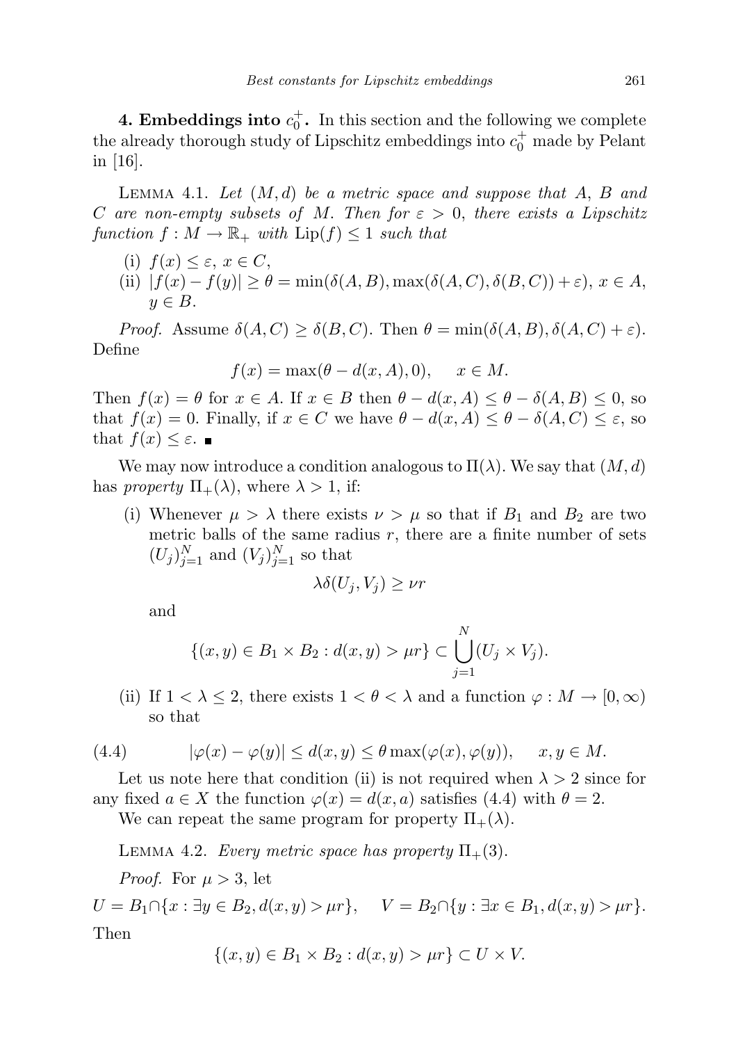**4. Embeddings into $c_0^+$.** In this section and the following we complete the already thorough study of Lipschitz embeddings into $c_0^+$ made by Pelant in [16].

LEMMA 4.1. *Let $(M,d)$ be a metric space and suppose that $A$, $B$ and $C$ are non-empty subsets of $M$. Then for $\varepsilon > 0$, there exists a Lipschitz function $f : M \to \mathbb{R}_+$ with $\mathrm{Lip}(f) \le 1$ such that*

(i) $f(x) \le \varepsilon$, $x \in C$,
(ii) $|f(x) - f(y)| \ge \theta = \min(\delta(A,B), \max(\delta(A,C), \delta(B,C)) + \varepsilon)$, $x \in A$, $y \in B$.

*Proof.* Assume $\delta(A,C) \ge \delta(B,C)$. Then $\theta = \min(\delta(A,B), \delta(A,C) + \varepsilon)$. Define

$$f(x) = \max(\theta - d(x,A), 0), \qquad x \in M.$$

Then $f(x) = \theta$ for $x \in A$. If $x \in B$ then $\theta - d(x,A) \le \theta - \delta(A,B) \le 0$, so that $f(x) = 0$. Finally, if $x \in C$ we have $\theta - d(x,A) \le \theta - \delta(A,C) \le \varepsilon$, so that $f(x) \le \varepsilon$. ∎

We may now introduce a condition analogous to $\Pi(\lambda)$. We say that $(M,d)$ has *property* $\Pi_+(\lambda)$, where $\lambda > 1$, if:

(i) Whenever $\mu > \lambda$ there exists $\nu > \mu$ so that if $B_1$ and $B_2$ are two metric balls of the same radius $r$, there are a finite number of sets $(U_j)_{j=1}^N$ and $(V_j)_{j=1}^N$ so that

$$\lambda \delta(U_j, V_j) \ge \nu r$$

and

$$\{(x,y) \in B_1 \times B_2 : d(x,y) > \mu r\} \subset \bigcup_{j=1}^N (U_j \times V_j).$$

(ii) If $1 < \lambda \le 2$, there exists $1 < \theta < \lambda$ and a function $\varphi : M \to [0,\infty)$ so that

$$|\varphi(x) - \varphi(y)| \le d(x,y) \le \theta \max(\varphi(x), \varphi(y)), \qquad x, y \in M. \tag{4.4}$$

Let us note here that condition (ii) is not required when $\lambda > 2$ since for any fixed $a \in X$ the function $\varphi(x) = d(x,a)$ satisfies (4.4) with $\theta = 2$.

We can repeat the same program for property $\Pi_+(\lambda)$.

LEMMA 4.2. *Every metric space has property $\Pi_+(3)$.*

*Proof.* For $\mu > 3$, let

$$U = B_1 \cap \{x : \exists y \in B_2, d(x,y) > \mu r\}, \qquad V = B_2 \cap \{y : \exists x \in B_1, d(x,y) > \mu r\}.$$

Then

$$\{(x,y) \in B_1 \times B_2 : d(x,y) > \mu r\} \subset U \times V.$$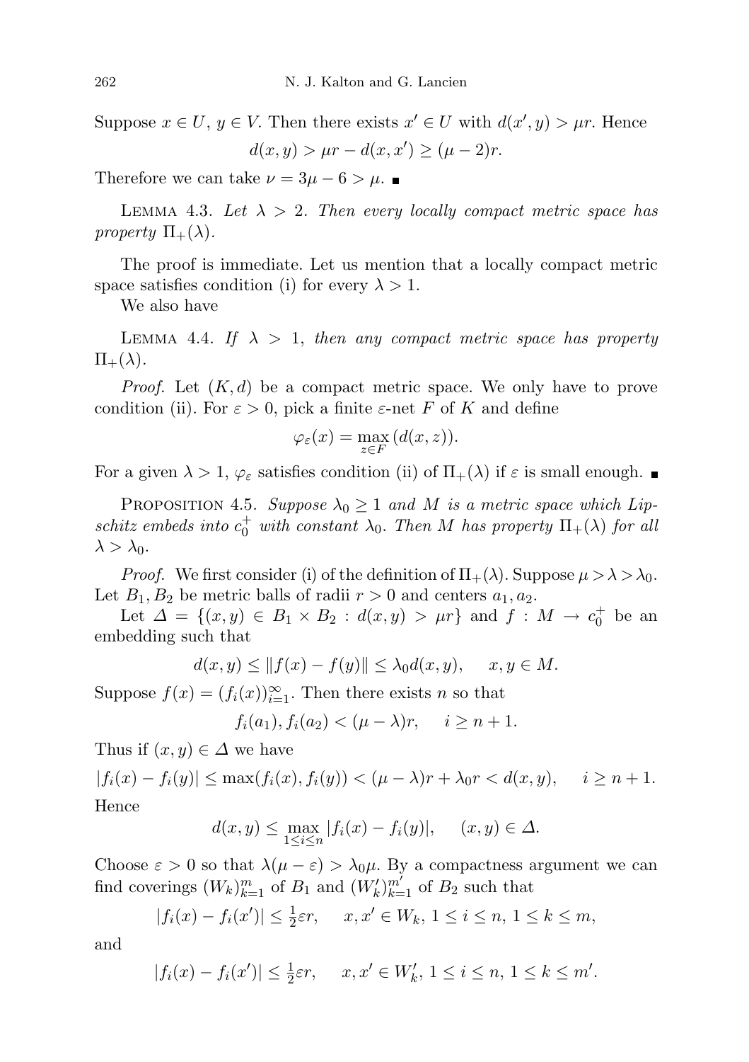Suppose $x \in U$, $y \in V$. Then there exists $x' \in U$ with $d(x', y) > \mu r$. Hence

$$d(x, y) > \mu r - d(x, x') \geq (\mu - 2)r.$$

Therefore we can take $\nu = 3\mu - 6 > \mu$. ∎

LEMMA 4.3. *Let $\lambda > 2$. Then every locally compact metric space has property $\Pi_+(\lambda)$.*

The proof is immediate. Let us mention that a locally compact metric space satisfies condition (i) for every $\lambda > 1$.

We also have

LEMMA 4.4. *If $\lambda > 1$, then any compact metric space has property $\Pi_+(\lambda)$.*

*Proof.* Let $(K, d)$ be a compact metric space. We only have to prove condition (ii). For $\varepsilon > 0$, pick a finite $\varepsilon$-net $F$ of $K$ and define

$$\varphi_\varepsilon(x) = \max_{z \in F} (d(x, z)).$$

For a given $\lambda > 1$, $\varphi_\varepsilon$ satisfies condition (ii) of $\Pi_+(\lambda)$ if $\varepsilon$ is small enough. ∎

PROPOSITION 4.5. *Suppose $\lambda_0 \geq 1$ and $M$ is a metric space which Lipschitz embeds into $c_0^+$ with constant $\lambda_0$. Then $M$ has property $\Pi_+(\lambda)$ for all $\lambda > \lambda_0$.*

*Proof.* We first consider (i) of the definition of $\Pi_+(\lambda)$. Suppose $\mu > \lambda > \lambda_0$. Let $B_1, B_2$ be metric balls of radii $r > 0$ and centers $a_1, a_2$.

Let $\Delta = \{(x, y) \in B_1 \times B_2 : d(x, y) > \mu r\}$ and $f : M \to c_0^+$ be an embedding such that

$$d(x, y) \leq \|f(x) - f(y)\| \leq \lambda_0 d(x, y), \quad x, y \in M.$$

Suppose $f(x) = (f_i(x))_{i=1}^\infty$. Then there exists $n$ so that

$$f_i(a_1), f_i(a_2) < (\mu - \lambda)r, \quad i \geq n + 1.$$

Thus if $(x, y) \in \Delta$ we have

$$|f_i(x) - f_i(y)| \leq \max(f_i(x), f_i(y)) < (\mu - \lambda)r + \lambda_0 r < d(x, y), \quad i \geq n + 1.$$

Hence

$$d(x, y) \leq \max_{1 \leq i \leq n} |f_i(x) - f_i(y)|, \quad (x, y) \in \Delta.$$

Choose $\varepsilon > 0$ so that $\lambda(\mu - \varepsilon) > \lambda_0 \mu$. By a compactness argument we can find coverings $(W_k)_{k=1}^m$ of $B_1$ and $(W'_k)_{k=1}^{m'}$ of $B_2$ such that

$$|f_i(x) - f_i(x')| \leq \tfrac{1}{2}\varepsilon r, \quad x, x' \in W_k,\ 1 \leq i \leq n,\ 1 \leq k \leq m,$$

and

$$|f_i(x) - f_i(x')| \leq \tfrac{1}{2}\varepsilon r, \quad x, x' \in W'_k,\ 1 \leq i \leq n,\ 1 \leq k \leq m'.$$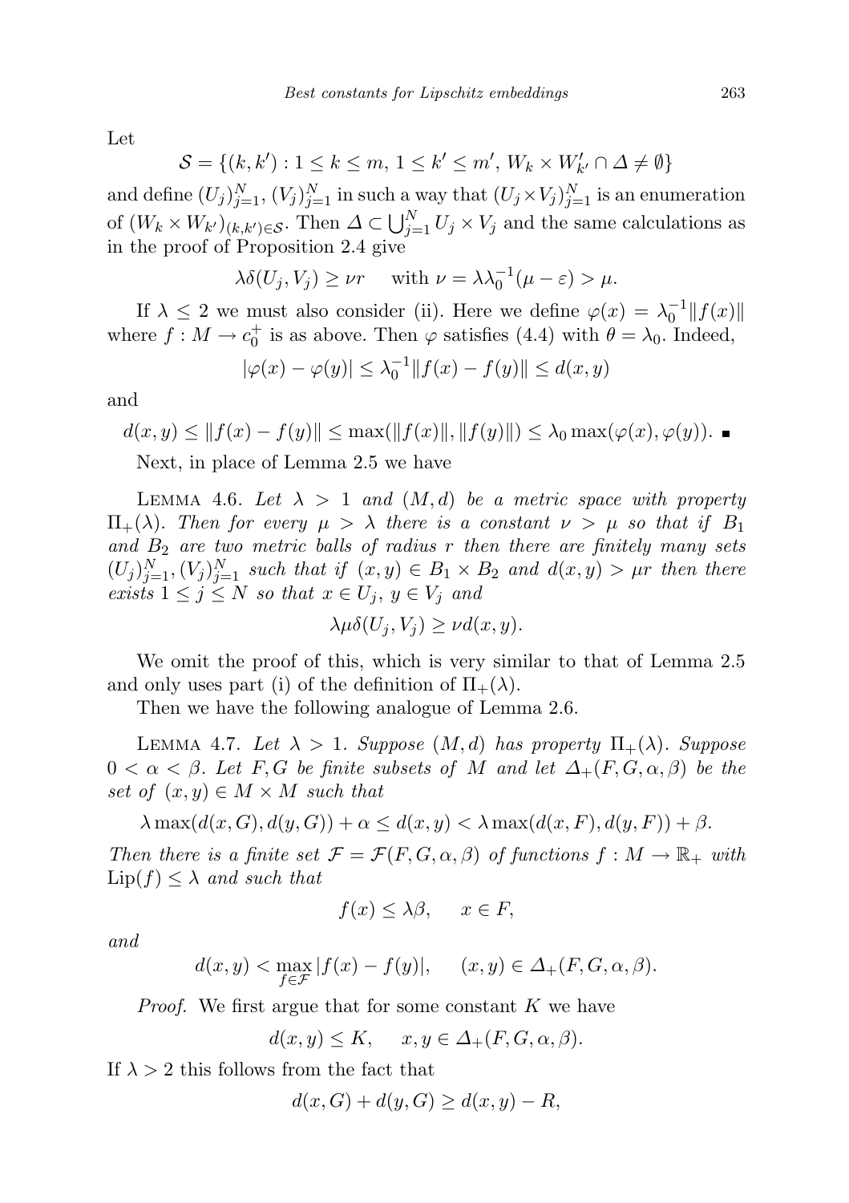Let

$$\mathcal{S} = \{(k, k') : 1 \le k \le m,\ 1 \le k' \le m',\ W_k \times W'_{k'} \cap \Delta \neq \emptyset\}$$

and define $(U_j)_{j=1}^N$, $(V_j)_{j=1}^N$ in such a way that $(U_j \times V_j)_{j=1}^N$ is an enumeration of $(W_k \times W_{k'})_{(k,k') \in \mathcal{S}}$. Then $\Delta \subset \bigcup_{j=1}^N U_j \times V_j$ and the same calculations as in the proof of Proposition 2.4 give

$$\lambda \delta(U_j, V_j) \ge \nu r \quad \text{ with } \nu = \lambda \lambda_0^{-1}(\mu - \varepsilon) > \mu.$$

If $\lambda \le 2$ we must also consider (ii). Here we define $\varphi(x) = \lambda_0^{-1} \|f(x)\|$ where $f : M \to c_0^+$ is as above. Then $\varphi$ satisfies (4.4) with $\theta = \lambda_0$. Indeed,

$$|\varphi(x) - \varphi(y)| \le \lambda_0^{-1} \|f(x) - f(y)\| \le d(x, y)$$

and

$$d(x, y) \le \|f(x) - f(y)\| \le \max(\|f(x)\|, \|f(y)\|) \le \lambda_0 \max(\varphi(x), \varphi(y)). \ \blacksquare$$

Next, in place of Lemma 2.5 we have

Lemma 4.6. *Let $\lambda > 1$ and $(M, d)$ be a metric space with property $\Pi_+(\lambda)$. Then for every $\mu > \lambda$ there is a constant $\nu > \mu$ so that if $B_1$ and $B_2$ are two metric balls of radius $r$ then there are finitely many sets $(U_j)_{j=1}^N, (V_j)_{j=1}^N$ such that if $(x, y) \in B_1 \times B_2$ and $d(x, y) > \mu r$ then there exists $1 \le j \le N$ so that $x \in U_j$, $y \in V_j$ and*

$$\lambda \mu \delta(U_j, V_j) \ge \nu d(x, y).$$

We omit the proof of this, which is very similar to that of Lemma 2.5 and only uses part (i) of the definition of $\Pi_+(\lambda)$.

Then we have the following analogue of Lemma 2.6.

Lemma 4.7. *Let $\lambda > 1$. Suppose $(M, d)$ has property $\Pi_+(\lambda)$. Suppose $0 < \alpha < \beta$. Let $F, G$ be finite subsets of $M$ and let $\Delta_+(F, G, \alpha, \beta)$ be the set of $(x, y) \in M \times M$ such that*

$$\lambda \max(d(x, G), d(y, G)) + \alpha \le d(x, y) < \lambda \max(d(x, F), d(y, F)) + \beta.$$

*Then there is a finite set $\mathcal{F} = \mathcal{F}(F, G, \alpha, \beta)$ of functions $f : M \to \mathbb{R}_+$ with $\mathrm{Lip}(f) \le \lambda$ and such that*

$$f(x) \le \lambda \beta, \quad x \in F,$$

*and*

$$d(x, y) < \max_{f \in \mathcal{F}} |f(x) - f(y)|, \quad (x, y) \in \Delta_+(F, G, \alpha, \beta).$$

*Proof.* We first argue that for some constant $K$ we have

$$d(x, y) \le K, \quad x, y \in \Delta_+(F, G, \alpha, \beta).$$

If $\lambda > 2$ this follows from the fact that

$$d(x, G) + d(y, G) \ge d(x, y) - R,$$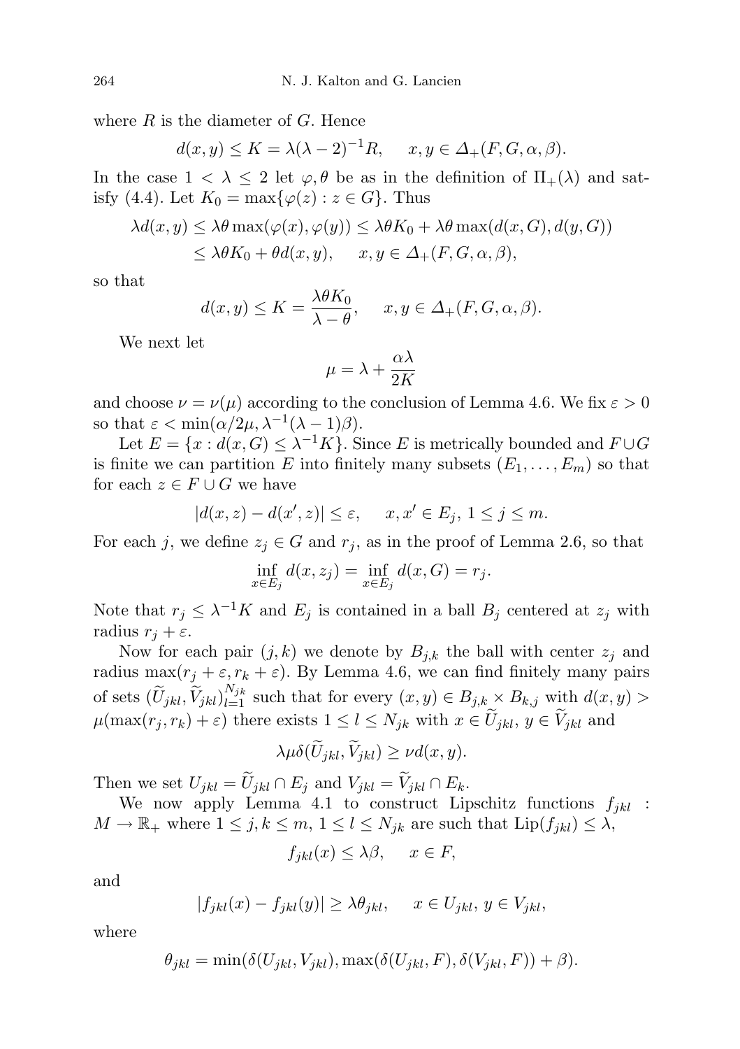where $R$ is the diameter of $G$. Hence

$$d(x,y) \leq K = \lambda(\lambda-2)^{-1}R, \quad x,y \in \Delta_+(F,G,\alpha,\beta).$$

In the case $1 < \lambda \leq 2$ let $\varphi, \theta$ be as in the definition of $\Pi_+(\lambda)$ and satisfy (4.4). Let $K_0 = \max\{\varphi(z) : z \in G\}$. Thus

$$\begin{aligned}\lambda d(x,y) &\leq \lambda\theta \max(\varphi(x),\varphi(y)) \leq \lambda\theta K_0 + \lambda\theta \max(d(x,G), d(y,G)) \\ &\leq \lambda\theta K_0 + \theta d(x,y), \quad x,y \in \Delta_+(F,G,\alpha,\beta),\end{aligned}$$

so that

$$d(x,y) \leq K = \frac{\lambda\theta K_0}{\lambda-\theta}, \quad x,y \in \Delta_+(F,G,\alpha,\beta).$$

We next let

$$\mu = \lambda + \frac{\alpha\lambda}{2K}$$

and choose $\nu = \nu(\mu)$ according to the conclusion of Lemma 4.6. We fix $\varepsilon > 0$ so that $\varepsilon < \min(\alpha/2\mu, \lambda^{-1}(\lambda-1)\beta)$.

Let $E = \{x : d(x,G) \leq \lambda^{-1}K\}$. Since $E$ is metrically bounded and $F \cup G$ is finite we can partition $E$ into finitely many subsets $(E_1,\dots,E_m)$ so that for each $z \in F \cup G$ we have

$$|d(x,z) - d(x',z)| \leq \varepsilon, \quad x,x' \in E_j,\ 1 \leq j \leq m.$$

For each $j$, we define $z_j \in G$ and $r_j$, as in the proof of Lemma 2.6, so that

$$\inf_{x\in E_j} d(x,z_j) = \inf_{x\in E_j} d(x,G) = r_j.$$

Note that $r_j \leq \lambda^{-1}K$ and $E_j$ is contained in a ball $B_j$ centered at $z_j$ with radius $r_j + \varepsilon$.

Now for each pair $(j,k)$ we denote by $B_{j,k}$ the ball with center $z_j$ and radius $\max(r_j+\varepsilon, r_k+\varepsilon)$. By Lemma 4.6, we can find finitely many pairs of sets $(\widetilde{U}_{jkl}, \widetilde{V}_{jkl})_{l=1}^{N_{jk}}$ such that for every $(x,y) \in B_{j,k} \times B_{k,j}$ with $d(x,y) > \mu(\max(r_j,r_k)+\varepsilon)$ there exists $1 \leq l \leq N_{jk}$ with $x \in \widetilde{U}_{jkl}$, $y \in \widetilde{V}_{jkl}$ and

$$\lambda\mu\delta(\widetilde{U}_{jkl}, \widetilde{V}_{jkl}) \geq \nu d(x,y).$$

Then we set $U_{jkl} = \widetilde{U}_{jkl} \cap E_j$ and $V_{jkl} = \widetilde{V}_{jkl} \cap E_k$.

We now apply Lemma 4.1 to construct Lipschitz functions $f_{jkl} : M \to \mathbb{R}_+$ where $1 \leq j,k \leq m$, $1 \leq l \leq N_{jk}$ are such that $\mathrm{Lip}(f_{jkl}) \leq \lambda$,

$$f_{jkl}(x) \leq \lambda\beta, \quad x \in F,$$

and

$$|f_{jkl}(x) - f_{jkl}(y)| \geq \lambda\theta_{jkl}, \quad x \in U_{jkl},\ y \in V_{jkl},$$

where

$$\theta_{jkl} = \min(\delta(U_{jkl}, V_{jkl}), \max(\delta(U_{jkl},F), \delta(V_{jkl},F)) + \beta).$$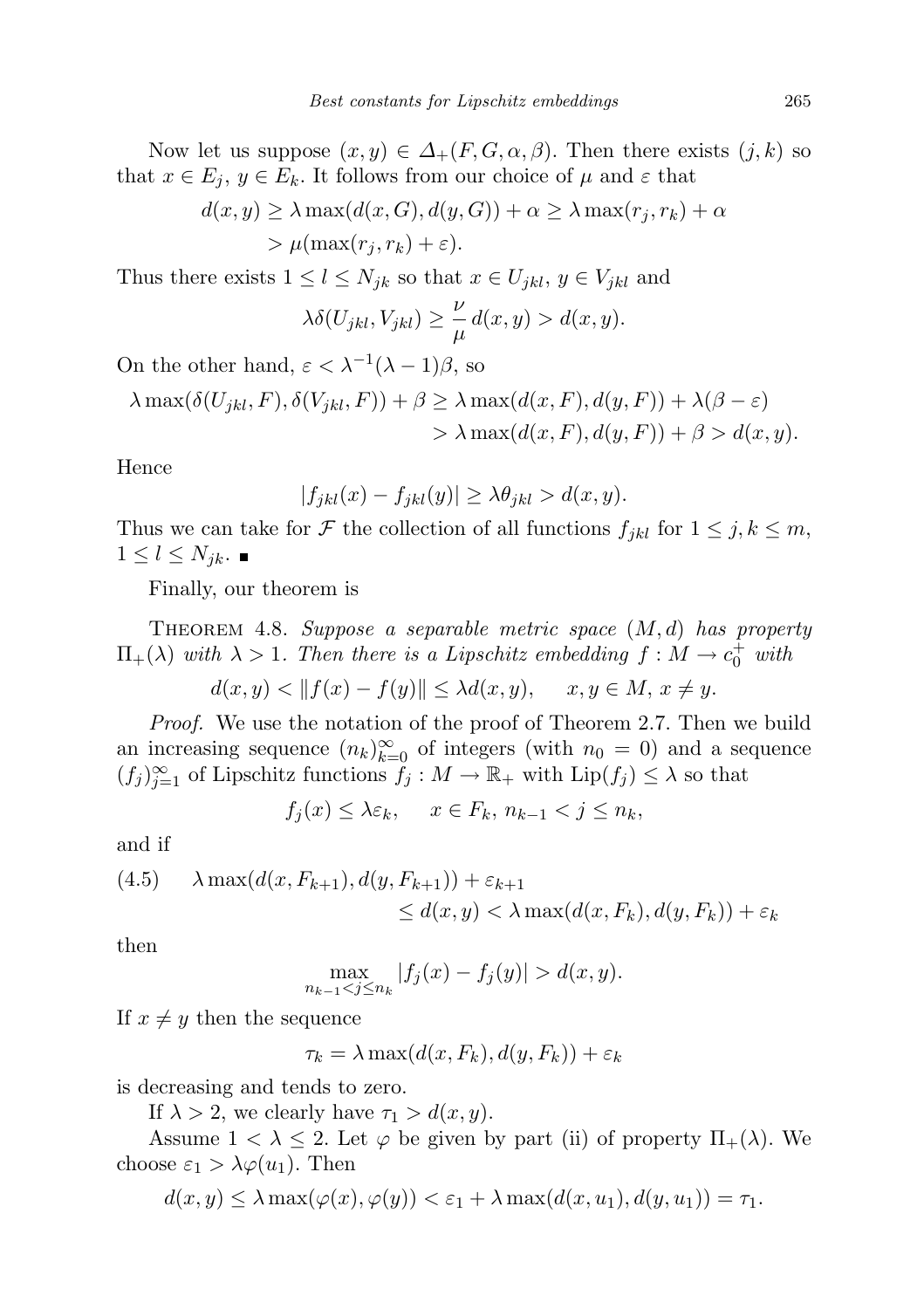Now let us suppose $(x,y) \in \Delta_+(F,G,\alpha,\beta)$. Then there exists $(j,k)$ so that $x \in E_j$, $y \in E_k$. It follows from our choice of $\mu$ and $\varepsilon$ that

$$d(x,y) \geq \lambda \max(d(x,G), d(y,G)) + \alpha \geq \lambda \max(r_j, r_k) + \alpha > \mu(\max(r_j, r_k) + \varepsilon).$$

Thus there exists $1 \leq l \leq N_{jk}$ so that $x \in U_{jkl}$, $y \in V_{jkl}$ and

$$\lambda \delta(U_{jkl}, V_{jkl}) \geq \frac{\nu}{\mu} d(x,y) > d(x,y).$$

On the other hand, $\varepsilon < \lambda^{-1}(\lambda - 1)\beta$, so

$$\begin{aligned}\lambda \max(\delta(U_{jkl}, F), \delta(V_{jkl}, F)) + \beta &\geq \lambda \max(d(x,F), d(y,F)) + \lambda(\beta - \varepsilon) \\ &> \lambda \max(d(x,F), d(y,F)) + \beta > d(x,y).\end{aligned}$$

Hence

$$|f_{jkl}(x) - f_{jkl}(y)| \geq \lambda \theta_{jkl} > d(x,y).$$

Thus we can take for $\mathcal{F}$ the collection of all functions $f_{jkl}$ for $1 \leq j,k \leq m$, $1 \leq l \leq N_{jk}$. ∎

Finally, our theorem is

Theorem 4.8. *Suppose a separable metric space $(M,d)$ has property $\Pi_+(\lambda)$ with $\lambda > 1$. Then there is a Lipschitz embedding $f : M \to c_0^+$ with*

$$d(x,y) < \|f(x) - f(y)\| \leq \lambda d(x,y), \quad x,y \in M,\ x \neq y.$$

*Proof.* We use the notation of the proof of Theorem 2.7. Then we build an increasing sequence $(n_k)_{k=0}^\infty$ of integers (with $n_0 = 0$) and a sequence $(f_j)_{j=1}^\infty$ of Lipschitz functions $f_j : M \to \mathbb{R}_+$ with $\mathrm{Lip}(f_j) \leq \lambda$ so that

$$f_j(x) \leq \lambda \varepsilon_k, \quad x \in F_k,\ n_{k-1} < j \leq n_k,$$

and if

$$\begin{aligned}(4.5) \qquad \lambda \max(d(x,F_{k+1}), d(y,F_{k+1})) + \varepsilon_{k+1} \\ \leq d(x,y) < \lambda \max(d(x,F_k), d(y,F_k)) + \varepsilon_k\end{aligned}$$

then

$$\max_{n_{k-1} < j \leq n_k} |f_j(x) - f_j(y)| > d(x,y).$$

If $x \neq y$ then the sequence

$$\tau_k = \lambda \max(d(x,F_k), d(y,F_k)) + \varepsilon_k$$

is decreasing and tends to zero.

If $\lambda > 2$, we clearly have $\tau_1 > d(x,y)$.

Assume $1 < \lambda \leq 2$. Let $\varphi$ be given by part (ii) of property $\Pi_+(\lambda)$. We choose $\varepsilon_1 > \lambda \varphi(u_1)$. Then

$$d(x,y) \leq \lambda \max(\varphi(x), \varphi(y)) < \varepsilon_1 + \lambda \max(d(x,u_1), d(y,u_1)) = \tau_1.$$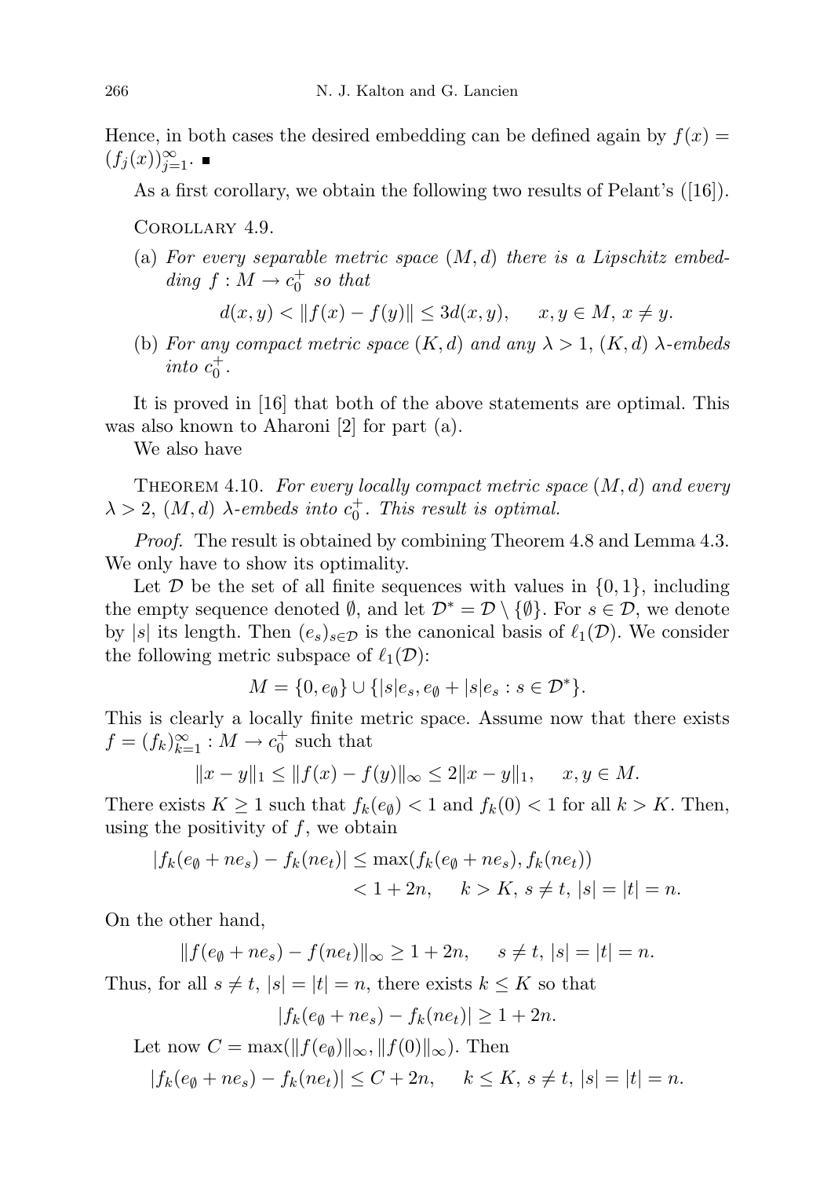Hence, in both cases the desired embedding can be defined again by $f(x) = (f_j(x))_{j=1}^{\infty}$. ∎

As a first corollary, we obtain the following two results of Pelant's ([16]).

Corollary 4.9.

(a) *For every separable metric space $(M,d)$ there is a Lipschitz embedding $f : M \to c_0^+$ so that*

$$d(x,y) < \|f(x) - f(y)\| \leq 3d(x,y), \quad x,y \in M,\ x \neq y.$$

(b) *For any compact metric space $(K,d)$ and any $\lambda > 1$, $(K,d)$ $\lambda$-embeds into $c_0^+$.*

It is proved in [16] that both of the above statements are optimal. This was also known to Aharoni [2] for part (a).

We also have

Theorem 4.10. *For every locally compact metric space $(M,d)$ and every $\lambda > 2$, $(M,d)$ $\lambda$-embeds into $c_0^+$. This result is optimal.*

*Proof.* The result is obtained by combining Theorem 4.8 and Lemma 4.3. We only have to show its optimality.

Let $\mathcal{D}$ be the set of all finite sequences with values in $\{0,1\}$, including the empty sequence denoted $\emptyset$, and let $\mathcal{D}^* = \mathcal{D} \setminus \{\emptyset\}$. For $s \in \mathcal{D}$, we denote by $|s|$ its length. Then $(e_s)_{s\in\mathcal{D}}$ is the canonical basis of $\ell_1(\mathcal{D})$. We consider the following metric subspace of $\ell_1(\mathcal{D})$:

$$M = \{0, e_\emptyset\} \cup \{|s|e_s, e_\emptyset + |s|e_s : s \in \mathcal{D}^*\}.$$

This is clearly a locally finite metric space. Assume now that there exists $f = (f_k)_{k=1}^{\infty} : M \to c_0^+$ such that

$$\|x - y\|_1 \leq \|f(x) - f(y)\|_\infty \leq 2\|x - y\|_1, \quad x,y \in M.$$

There exists $K \geq 1$ such that $f_k(e_\emptyset) < 1$ and $f_k(0) < 1$ for all $k > K$. Then, using the positivity of $f$, we obtain

$$\begin{aligned}|f_k(e_\emptyset + ne_s) - f_k(ne_t)| &\leq \max(f_k(e_\emptyset + ne_s), f_k(ne_t)) \\ &< 1 + 2n, \quad k > K,\ s \neq t,\ |s| = |t| = n.\end{aligned}$$

On the other hand,

$$\|f(e_\emptyset + ne_s) - f(ne_t)\|_\infty \geq 1 + 2n, \quad s \neq t,\ |s| = |t| = n.$$

Thus, for all $s \neq t$, $|s| = |t| = n$, there exists $k \leq K$ so that

$$|f_k(e_\emptyset + ne_s) - f_k(ne_t)| \geq 1 + 2n.$$

Let now $C = \max(\|f(e_\emptyset)\|_\infty, \|f(0)\|_\infty)$. Then

$$|f_k(e_\emptyset + ne_s) - f_k(ne_t)| \leq C + 2n, \quad k \leq K,\ s \neq t,\ |s| = |t| = n.$$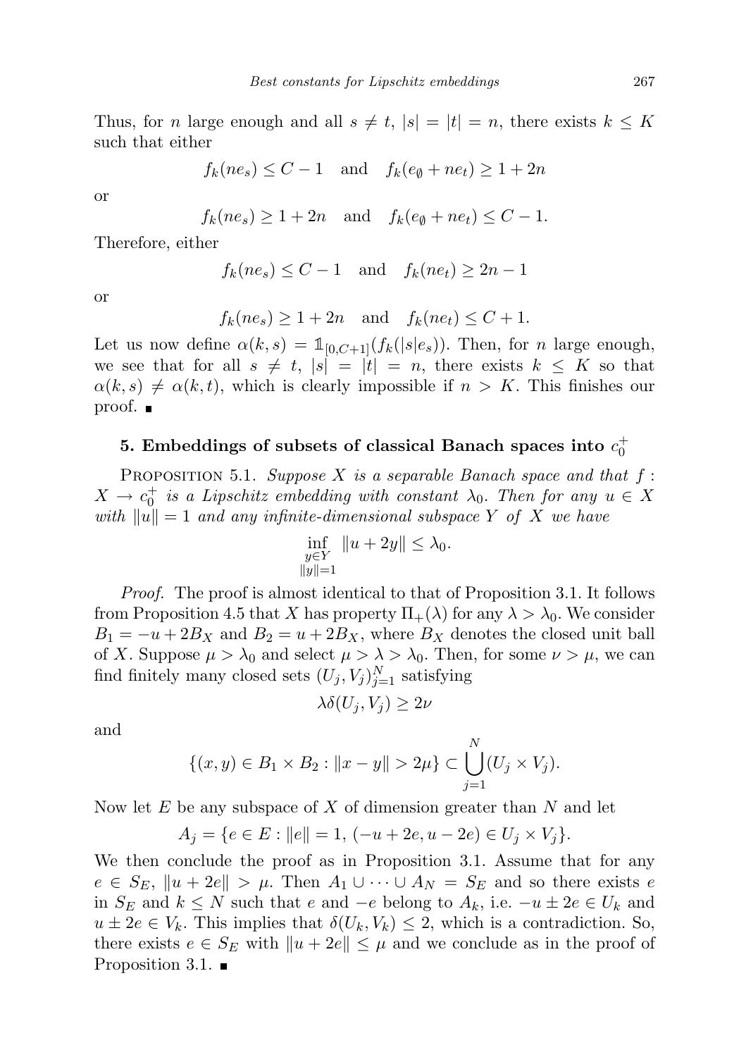Thus, for $n$ large enough and all $s \neq t$, $|s| = |t| = n$, there exists $k \leq K$ such that either

$$f_k(ne_s) \leq C - 1 \quad \text{and} \quad f_k(e_\emptyset + ne_t) \geq 1 + 2n$$

or

$$f_k(ne_s) \geq 1 + 2n \quad \text{and} \quad f_k(e_\emptyset + ne_t) \leq C - 1.$$

Therefore, either

$$f_k(ne_s) \leq C - 1 \quad \text{and} \quad f_k(ne_t) \geq 2n - 1$$

or

$$f_k(ne_s) \geq 1 + 2n \quad \text{and} \quad f_k(ne_t) \leq C + 1.$$

Let us now define $\alpha(k,s) = \mathbb{1}_{[0,C+1]}(f_k(|s|e_s))$. Then, for $n$ large enough, we see that for all $s \neq t$, $|s| = |t| = n$, there exists $k \leq K$ so that $\alpha(k,s) \neq \alpha(k,t)$, which is clearly impossible if $n > K$. This finishes our proof. ∎

## 5. Embeddings of subsets of classical Banach spaces into $c_0^+$

Proposition 5.1. *Suppose $X$ is a separable Banach space and that $f : X \to c_0^+$ is a Lipschitz embedding with constant $\lambda_0$. Then for any $u \in X$ with $\|u\| = 1$ and any infinite-dimensional subspace $Y$ of $X$ we have*

$$\inf_{\substack{y \in Y \\ \|y\|=1}} \|u + 2y\| \leq \lambda_0.$$

*Proof.* The proof is almost identical to that of Proposition 3.1. It follows from Proposition 4.5 that $X$ has property $\Pi_+(\lambda)$ for any $\lambda > \lambda_0$. We consider $B_1 = -u + 2B_X$ and $B_2 = u + 2B_X$, where $B_X$ denotes the closed unit ball of $X$. Suppose $\mu > \lambda_0$ and select $\mu > \lambda > \lambda_0$. Then, for some $\nu > \mu$, we can find finitely many closed sets $(U_j, V_j)_{j=1}^N$ satisfying

$$\lambda \delta(U_j, V_j) \geq 2\nu$$

and

$$\{(x,y) \in B_1 \times B_2 : \|x - y\| > 2\mu\} \subset \bigcup_{j=1}^{N} (U_j \times V_j).$$

Now let $E$ be any subspace of $X$ of dimension greater than $N$ and let

$$A_j = \{e \in E : \|e\| = 1,\ (-u + 2e, u - 2e) \in U_j \times V_j\}.$$

We then conclude the proof as in Proposition 3.1. Assume that for any $e \in S_E$, $\|u + 2e\| > \mu$. Then $A_1 \cup \cdots \cup A_N = S_E$ and so there exists $e$ in $S_E$ and $k \leq N$ such that $e$ and $-e$ belong to $A_k$, i.e. $-u \pm 2e \in U_k$ and $u \pm 2e \in V_k$. This implies that $\delta(U_k, V_k) \leq 2$, which is a contradiction. So, there exists $e \in S_E$ with $\|u + 2e\| \leq \mu$ and we conclude as in the proof of Proposition 3.1. ∎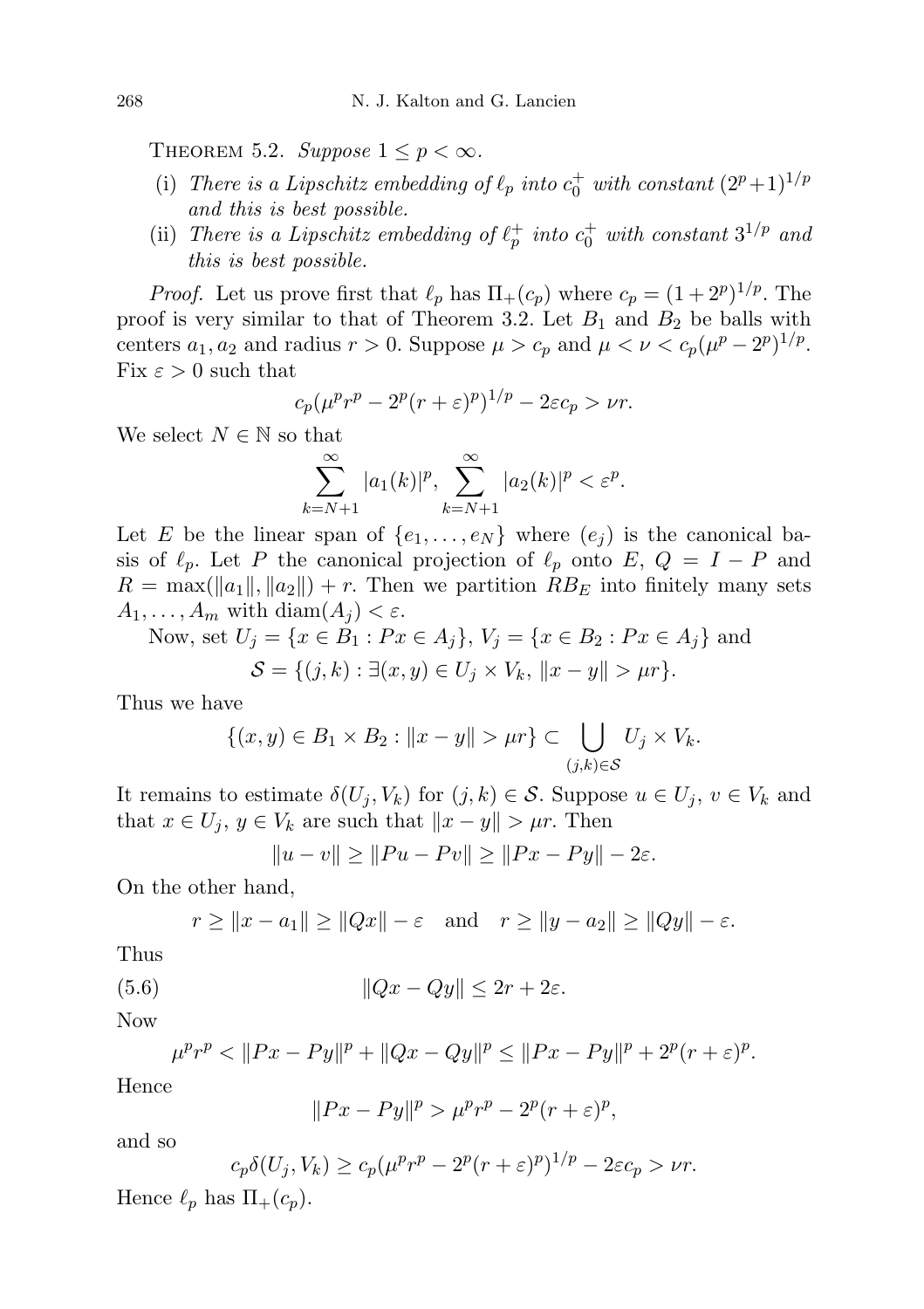THEOREM 5.2. *Suppose $1 \le p < \infty$.*

(i) *There is a Lipschitz embedding of $\ell_p$ into $c_0^+$ with constant $(2^p+1)^{1/p}$ and this is best possible.*
(ii) *There is a Lipschitz embedding of $\ell_p^+$ into $c_0^+$ with constant $3^{1/p}$ and this is best possible.*

*Proof.* Let us prove first that $\ell_p$ has $\Pi_+(c_p)$ where $c_p = (1+2^p)^{1/p}$. The proof is very similar to that of Theorem 3.2. Let $B_1$ and $B_2$ be balls with centers $a_1, a_2$ and radius $r > 0$. Suppose $\mu > c_p$ and $\mu < \nu < c_p(\mu^p - 2^p)^{1/p}$. Fix $\varepsilon > 0$ such that

$$c_p(\mu^p r^p - 2^p(r+\varepsilon)^p)^{1/p} - 2\varepsilon c_p > \nu r.$$

We select $N \in \mathbb{N}$ so that

$$\sum_{k=N+1}^{\infty} |a_1(k)|^p, \sum_{k=N+1}^{\infty} |a_2(k)|^p < \varepsilon^p.$$

Let $E$ be the linear span of $\{e_1, \ldots, e_N\}$ where $(e_j)$ is the canonical basis of $\ell_p$. Let $P$ the canonical projection of $\ell_p$ onto $E$, $Q = I - P$ and $R = \max(\|a_1\|, \|a_2\|) + r$. Then we partition $RB_E$ into finitely many sets $A_1, \ldots, A_m$ with $\operatorname{diam}(A_j) < \varepsilon$.

Now, set $U_j = \{x \in B_1 : Px \in A_j\}$, $V_j = \{x \in B_2 : Px \in A_j\}$ and

$$\mathcal{S} = \{(j,k) : \exists (x,y) \in U_j \times V_k,\ \|x-y\| > \mu r\}.$$

Thus we have

$$\{(x,y) \in B_1 \times B_2 : \|x-y\| > \mu r\} \subset \bigcup_{(j,k)\in\mathcal{S}} U_j \times V_k.$$

It remains to estimate $\delta(U_j, V_k)$ for $(j,k) \in \mathcal{S}$. Suppose $u \in U_j$, $v \in V_k$ and that $x \in U_j$, $y \in V_k$ are such that $\|x-y\| > \mu r$. Then

$$\|u-v\| \ge \|Pu - Pv\| \ge \|Px - Py\| - 2\varepsilon.$$

On the other hand,

$$r \ge \|x - a_1\| \ge \|Qx\| - \varepsilon \quad \text{and} \quad r \ge \|y - a_2\| \ge \|Qy\| - \varepsilon.$$

Thus

$$\|Qx - Qy\| \le 2r + 2\varepsilon. \tag{5.6}$$

Now

$$\mu^p r^p < \|Px - Py\|^p + \|Qx - Qy\|^p \le \|Px - Py\|^p + 2^p(r+\varepsilon)^p.$$

Hence

$$\|Px - Py\|^p > \mu^p r^p - 2^p(r+\varepsilon)^p,$$

and so

$$c_p\delta(U_j, V_k) \ge c_p(\mu^p r^p - 2^p(r+\varepsilon)^p)^{1/p} - 2\varepsilon c_p > \nu r.$$

Hence $\ell_p$ has $\Pi_+(c_p)$.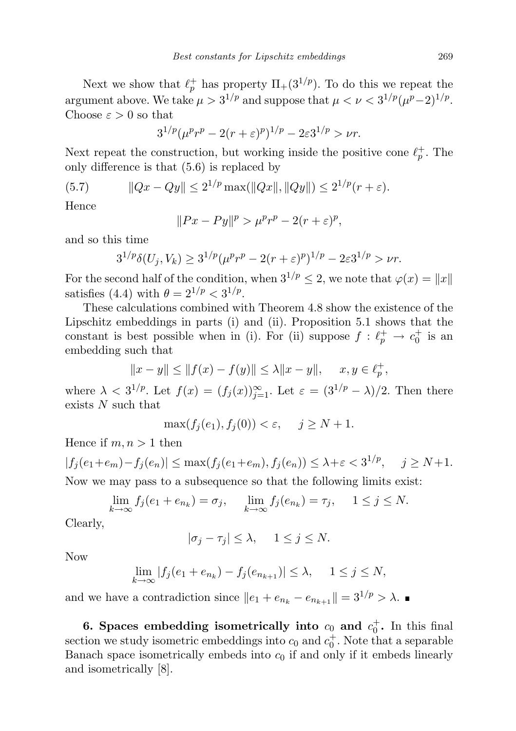Next we show that $\ell_p^+$ has property $\Pi_+(3^{1/p})$. To do this we repeat the argument above. We take $\mu > 3^{1/p}$ and suppose that $\mu < \nu < 3^{1/p}(\mu^p - 2)^{1/p}$. Choose $\varepsilon > 0$ so that

$$3^{1/p}(\mu^p r^p - 2(r+\varepsilon)^p)^{1/p} - 2\varepsilon 3^{1/p} > \nu r.$$

Next repeat the construction, but working inside the positive cone $\ell_p^+$. The only difference is that (5.6) is replaced by

$$\|Qx - Qy\| \le 2^{1/p} \max(\|Qx\|, \|Qy\|) \le 2^{1/p}(r+\varepsilon). \tag{5.7}$$

Hence

$$\|Px - Py\|^p > \mu^p r^p - 2(r+\varepsilon)^p,$$

and so this time

$$3^{1/p}\delta(U_j, V_k) \ge 3^{1/p}(\mu^p r^p - 2(r+\varepsilon)^p)^{1/p} - 2\varepsilon 3^{1/p} > \nu r.$$

For the second half of the condition, when $3^{1/p} \le 2$, we note that $\varphi(x) = \|x\|$ satisfies (4.4) with $\theta = 2^{1/p} < 3^{1/p}$.

These calculations combined with Theorem 4.8 show the existence of the Lipschitz embeddings in parts (i) and (ii). Proposition 5.1 shows that the constant is best possible when in (i). For (ii) suppose $f : \ell_p^+ \to c_0^+$ is an embedding such that

$$\|x - y\| \le \|f(x) - f(y)\| \le \lambda \|x - y\|, \quad x, y \in \ell_p^+,$$

where $\lambda < 3^{1/p}$. Let $f(x) = (f_j(x))_{j=1}^\infty$. Let $\varepsilon = (3^{1/p} - \lambda)/2$. Then there exists $N$ such that

$$\max(f_j(e_1), f_j(0)) < \varepsilon, \quad j \ge N+1.$$

Hence if $m, n > 1$ then

$$|f_j(e_1+e_m) - f_j(e_n)| \le \max(f_j(e_1+e_m), f_j(e_n)) \le \lambda + \varepsilon < 3^{1/p}, \quad j \ge N+1.$$

Now we may pass to a subsequence so that the following limits exist:

$$\lim_{k\to\infty} f_j(e_1 + e_{n_k}) = \sigma_j, \quad \lim_{k\to\infty} f_j(e_{n_k}) = \tau_j, \quad 1 \le j \le N.$$

Clearly,

$$|\sigma_j - \tau_j| \le \lambda, \quad 1 \le j \le N.$$

Now

$$\lim_{k\to\infty} |f_j(e_1 + e_{n_k}) - f_j(e_{n_{k+1}})| \le \lambda, \quad 1 \le j \le N,$$

and we have a contradiction since $\|e_1 + e_{n_k} - e_{n_{k+1}}\| = 3^{1/p} > \lambda$. ∎

**6. Spaces embedding isometrically into $c_0$ and $c_0^+$.** In this final section we study isometric embeddings into $c_0$ and $c_0^+$. Note that a separable Banach space isometrically embeds into $c_0$ if and only if it embeds linearly and isometrically [8].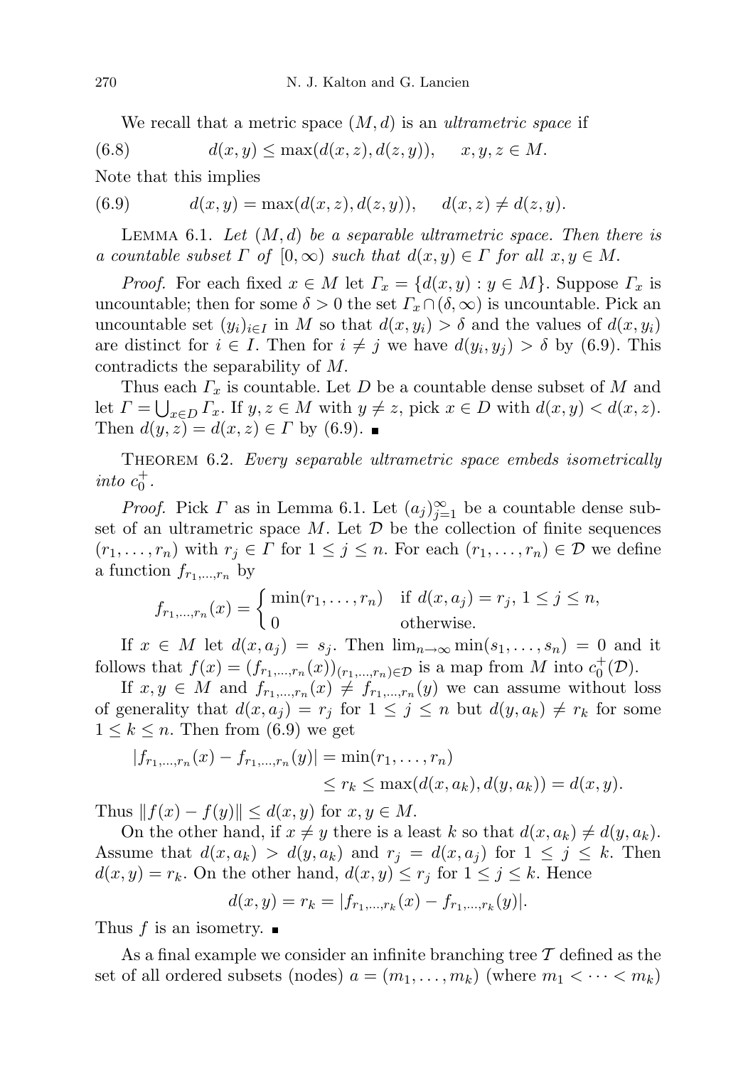We recall that a metric space $(M, d)$ is an *ultrametric space* if

$$d(x, y) \leq \max(d(x, z), d(z, y)), \quad x, y, z \in M. \tag{6.8}$$

Note that this implies

$$d(x, y) = \max(d(x, z), d(z, y)), \quad d(x, z) \neq d(z, y). \tag{6.9}$$

Lemma 6.1. *Let $(M, d)$ be a separable ultrametric space. Then there is a countable subset $\Gamma$ of $[0, \infty)$ such that $d(x, y) \in \Gamma$ for all $x, y \in M$.*

*Proof.* For each fixed $x \in M$ let $\Gamma_x = \{d(x, y) : y \in M\}$. Suppose $\Gamma_x$ is uncountable; then for some $\delta > 0$ the set $\Gamma_x \cap (\delta, \infty)$ is uncountable. Pick an uncountable set $(y_i)_{i \in I}$ in $M$ so that $d(x, y_i) > \delta$ and the values of $d(x, y_i)$ are distinct for $i \in I$. Then for $i \neq j$ we have $d(y_i, y_j) > \delta$ by (6.9). This contradicts the separability of $M$.

Thus each $\Gamma_x$ is countable. Let $D$ be a countable dense subset of $M$ and let $\Gamma = \bigcup_{x \in D} \Gamma_x$. If $y, z \in M$ with $y \neq z$, pick $x \in D$ with $d(x, y) < d(x, z)$. Then $d(y, z) = d(x, z) \in \Gamma$ by (6.9). ∎

Theorem 6.2. *Every separable ultrametric space embeds isometrically into $c_0^+$.*

*Proof.* Pick $\Gamma$ as in Lemma 6.1. Let $(a_j)_{j=1}^\infty$ be a countable dense subset of an ultrametric space $M$. Let $\mathcal{D}$ be the collection of finite sequences $(r_1, \ldots, r_n)$ with $r_j \in \Gamma$ for $1 \leq j \leq n$. For each $(r_1, \ldots, r_n) \in \mathcal{D}$ we define a function $f_{r_1,\ldots,r_n}$ by

$$f_{r_1,\ldots,r_n}(x) = \begin{cases} \min(r_1, \ldots, r_n) & \text{if } d(x, a_j) = r_j,\ 1 \leq j \leq n, \\ 0 & \text{otherwise.} \end{cases}$$

If $x \in M$ let $d(x, a_j) = s_j$. Then $\lim_{n\to\infty} \min(s_1, \ldots, s_n) = 0$ and it follows that $f(x) = (f_{r_1,\ldots,r_n}(x))_{(r_1,\ldots,r_n)\in\mathcal{D}}$ is a map from $M$ into $c_0^+(\mathcal{D})$.

If $x, y \in M$ and $f_{r_1,\ldots,r_n}(x) \neq f_{r_1,\ldots,r_n}(y)$ we can assume without loss of generality that $d(x, a_j) = r_j$ for $1 \leq j \leq n$ but $d(y, a_k) \neq r_k$ for some $1 \leq k \leq n$. Then from (6.9) we get

$$\begin{aligned} |f_{r_1,\ldots,r_n}(x) - f_{r_1,\ldots,r_n}(y)| &= \min(r_1, \ldots, r_n) \\ &\leq r_k \leq \max(d(x, a_k), d(y, a_k)) = d(x, y). \end{aligned}$$

Thus $\|f(x) - f(y)\| \leq d(x, y)$ for $x, y \in M$.

On the other hand, if $x \neq y$ there is a least $k$ so that $d(x, a_k) \neq d(y, a_k)$. Assume that $d(x, a_k) > d(y, a_k)$ and $r_j = d(x, a_j)$ for $1 \leq j \leq k$. Then $d(x, y) = r_k$. On the other hand, $d(x, y) \leq r_j$ for $1 \leq j \leq k$. Hence

$$d(x, y) = r_k = |f_{r_1,\ldots,r_k}(x) - f_{r_1,\ldots,r_k}(y)|.$$

Thus $f$ is an isometry. ∎

As a final example we consider an infinite branching tree $\mathcal{T}$ defined as the set of all ordered subsets (nodes) $a = (m_1, \ldots, m_k)$ (where $m_1 < \cdots < m_k$)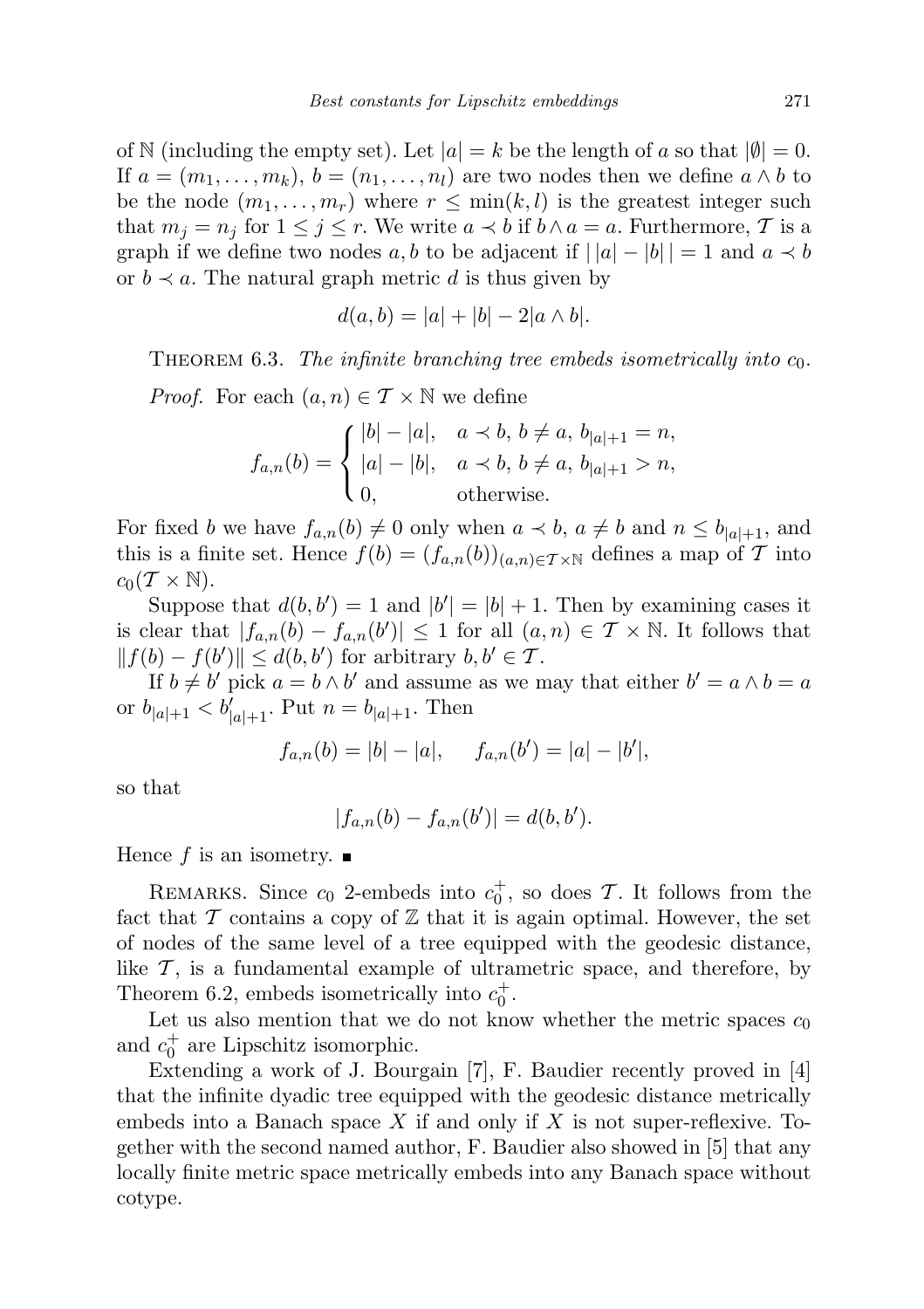of $\mathbb{N}$ (including the empty set). Let $|a| = k$ be the length of $a$ so that $|\emptyset| = 0$. If $a = (m_1, \ldots, m_k)$, $b = (n_1, \ldots, n_l)$ are two nodes then we define $a \wedge b$ to be the node $(m_1, \ldots, m_r)$ where $r \le \min(k, l)$ is the greatest integer such that $m_j = n_j$ for $1 \le j \le r$. We write $a \prec b$ if $b \wedge a = a$. Furthermore, $\mathcal{T}$ is a graph if we define two nodes $a, b$ to be adjacent if $|\,|a| - |b|\,| = 1$ and $a \prec b$ or $b \prec a$. The natural graph metric $d$ is thus given by

$$d(a, b) = |a| + |b| - 2|a \wedge b|.$$

Theorem 6.3. *The infinite branching tree embeds isometrically into $c_0$.*

*Proof.* For each $(a, n) \in \mathcal{T} \times \mathbb{N}$ we define

$$f_{a,n}(b) = \begin{cases} |b| - |a|, & a \prec b,\ b \ne a,\ b_{|a|+1} = n, \\ |a| - |b|, & a \prec b,\ b \ne a,\ b_{|a|+1} > n, \\ 0, & \text{otherwise.} \end{cases}$$

For fixed $b$ we have $f_{a,n}(b) \ne 0$ only when $a \prec b$, $a \ne b$ and $n \le b_{|a|+1}$, and this is a finite set. Hence $f(b) = (f_{a,n}(b))_{(a,n) \in \mathcal{T} \times \mathbb{N}}$ defines a map of $\mathcal{T}$ into $c_0(\mathcal{T} \times \mathbb{N})$.

Suppose that $d(b, b') = 1$ and $|b'| = |b| + 1$. Then by examining cases it is clear that $|f_{a,n}(b) - f_{a,n}(b')| \le 1$ for all $(a, n) \in \mathcal{T} \times \mathbb{N}$. It follows that $\|f(b) - f(b')\| \le d(b, b')$ for arbitrary $b, b' \in \mathcal{T}$.

If $b \ne b'$ pick $a = b \wedge b'$ and assume as we may that either $b' = a \wedge b = a$ or $b_{|a|+1} < b'_{|a|+1}$. Put $n = b_{|a|+1}$. Then

$$f_{a,n}(b) = |b| - |a|, \qquad f_{a,n}(b') = |a| - |b'|,$$

so that

$$|f_{a,n}(b) - f_{a,n}(b')| = d(b, b').$$

Hence $f$ is an isometry. ∎

Remarks. Since $c_0$ 2-embeds into $c_0^+$, so does $\mathcal{T}$. It follows from the fact that $\mathcal{T}$ contains a copy of $\mathbb{Z}$ that it is again optimal. However, the set of nodes of the same level of a tree equipped with the geodesic distance, like $\mathcal{T}$, is a fundamental example of ultrametric space, and therefore, by Theorem 6.2, embeds isometrically into $c_0^+$.

Let us also mention that we do not know whether the metric spaces $c_0$ and $c_0^+$ are Lipschitz isomorphic.

Extending a work of J. Bourgain [7], F. Baudier recently proved in [4] that the infinite dyadic tree equipped with the geodesic distance metrically embeds into a Banach space $X$ if and only if $X$ is not super-reflexive. Together with the second named author, F. Baudier also showed in [5] that any locally finite metric space metrically embeds into any Banach space without cotype.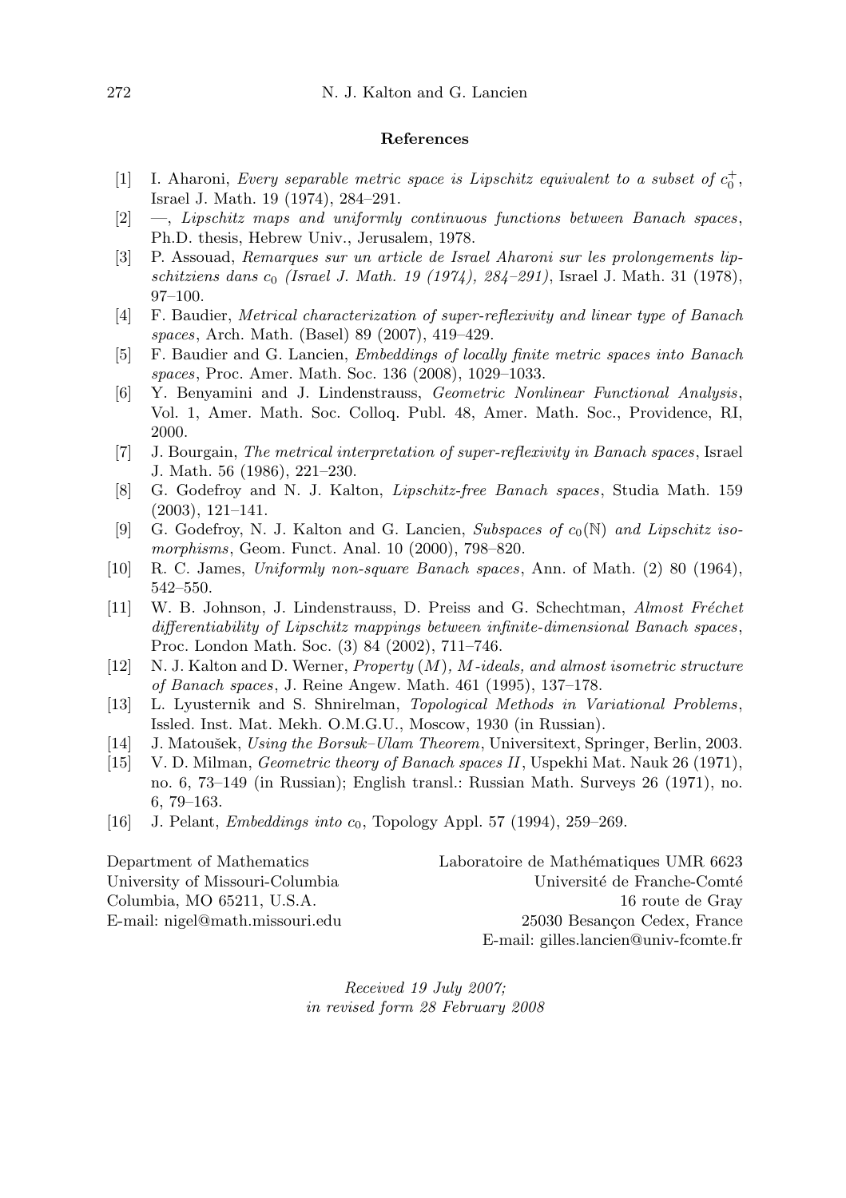## References

[1] I. Aharoni, *Every separable metric space is Lipschitz equivalent to a subset of* $c_0^+$, Israel J. Math. 19 (1974), 284–291.

[2] —, *Lipschitz maps and uniformly continuous functions between Banach spaces*, Ph.D. thesis, Hebrew Univ., Jerusalem, 1978.

[3] P. Assouad, *Remarques sur un article de Israel Aharoni sur les prolongements lipschitziens dans* $c_0$ *(Israel J. Math. 19 (1974), 284–291)*, Israel J. Math. 31 (1978), 97–100.

[4] F. Baudier, *Metrical characterization of super-reflexivity and linear type of Banach spaces*, Arch. Math. (Basel) 89 (2007), 419–429.

[5] F. Baudier and G. Lancien, *Embeddings of locally finite metric spaces into Banach spaces*, Proc. Amer. Math. Soc. 136 (2008), 1029–1033.

[6] Y. Benyamini and J. Lindenstrauss, *Geometric Nonlinear Functional Analysis*, Vol. 1, Amer. Math. Soc. Colloq. Publ. 48, Amer. Math. Soc., Providence, RI, 2000.

[7] J. Bourgain, *The metrical interpretation of super-reflexivity in Banach spaces*, Israel J. Math. 56 (1986), 221–230.

[8] G. Godefroy and N. J. Kalton, *Lipschitz-free Banach spaces*, Studia Math. 159 (2003), 121–141.

[9] G. Godefroy, N. J. Kalton and G. Lancien, *Subspaces of* $c_0(\mathbb{N})$ *and Lipschitz isomorphisms*, Geom. Funct. Anal. 10 (2000), 798–820.

[10] R. C. James, *Uniformly non-square Banach spaces*, Ann. of Math. (2) 80 (1964), 542–550.

[11] W. B. Johnson, J. Lindenstrauss, D. Preiss and G. Schechtman, *Almost Fréchet differentiability of Lipschitz mappings between infinite-dimensional Banach spaces*, Proc. London Math. Soc. (3) 84 (2002), 711–746.

[12] N. J. Kalton and D. Werner, *Property* $(M)$*,* $M$*-ideals, and almost isometric structure of Banach spaces*, J. Reine Angew. Math. 461 (1995), 137–178.

[13] L. Lyusternik and S. Shnirelman, *Topological Methods in Variational Problems*, Issled. Inst. Mat. Mekh. O.M.G.U., Moscow, 1930 (in Russian).

[14] J. Matoušek, *Using the Borsuk–Ulam Theorem*, Universitext, Springer, Berlin, 2003.

[15] V. D. Milman, *Geometric theory of Banach spaces II*, Uspekhi Mat. Nauk 26 (1971), no. 6, 73–149 (in Russian); English transl.: Russian Math. Surveys 26 (1971), no. 6, 79–163.

[16] J. Pelant, *Embeddings into* $c_0$, Topology Appl. 57 (1994), 259–269.

Department of Mathematics
University of Missouri-Columbia
Columbia, MO 65211, U.S.A.
E-mail: nigel@math.missouri.edu

Laboratoire de Mathématiques UMR 6623
Université de Franche-Comté
16 route de Gray
25030 Besançon Cedex, France
E-mail: gilles.lancien@univ-fcomte.fr

*Received 19 July 2007;*
*in revised form 28 February 2008*